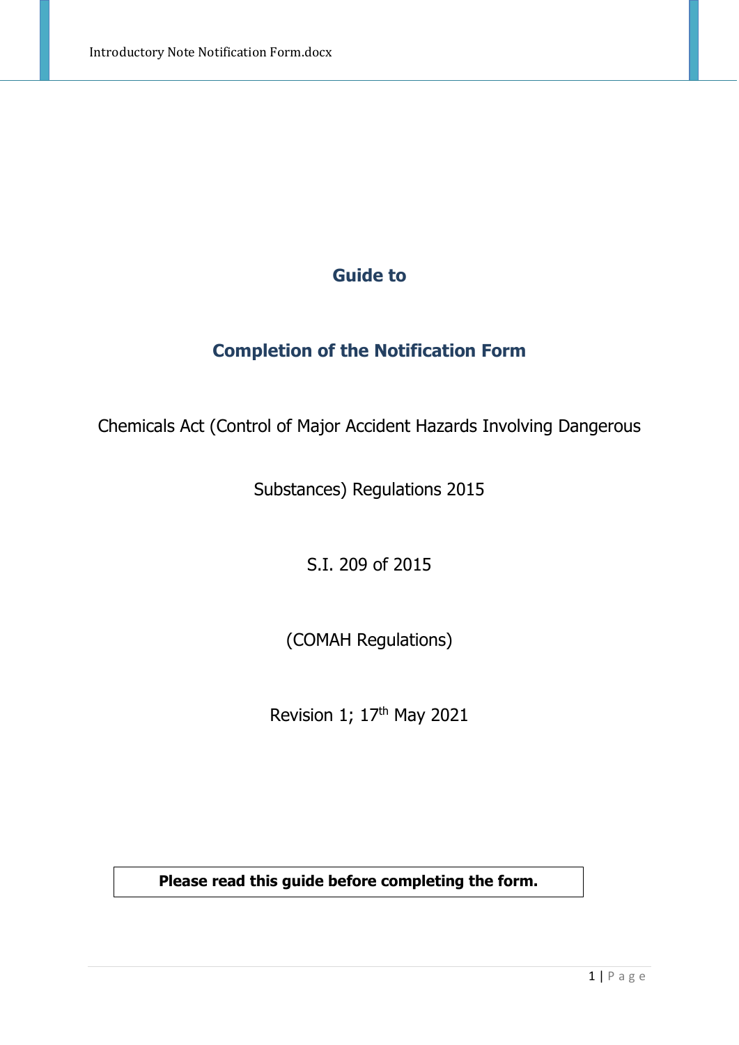# Guide to

# Completion of the Notification Form

Chemicals Act (Control of Major Accident Hazards Involving Dangerous Substances) Regulations 2015

S.I. 209 of 2015

(COMAH Regulations)

Revision 1; 17th May 2021

**Please read this guide before completing the form.**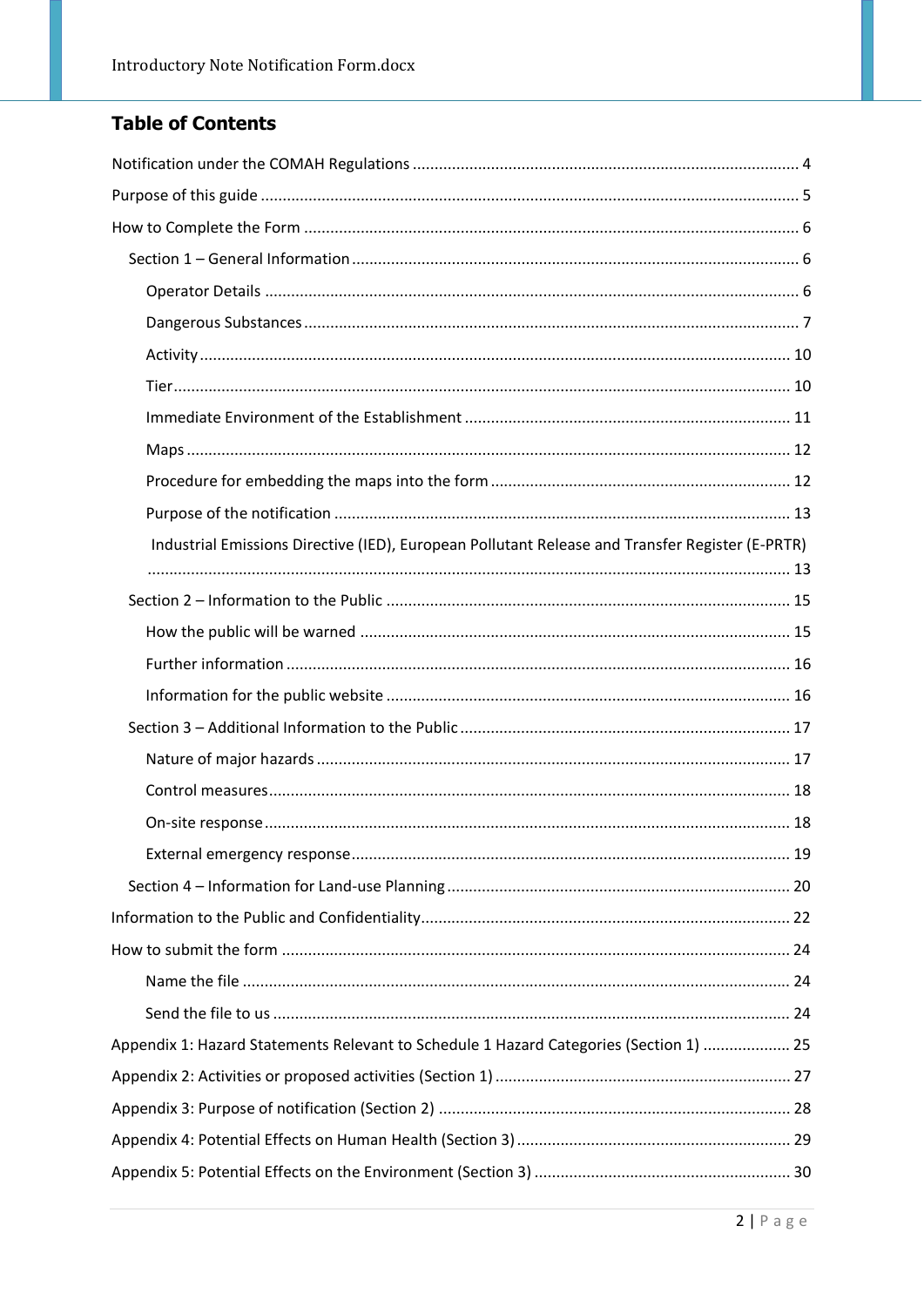## Table of Contents

- Notification under the COMAH Regulations ..... 4
- Purpose of this guide ..... 5
- How to Complete the Form ..... 6
  - Section 1 – General Information ..... 6
    - Operator Details ..... 6
    - Dangerous Substances ..... 7
    - Activity ..... 10
    - Tier ..... 10
    - Immediate Environment of the Establishment ..... 11
    - Maps ..... 12
    - Procedure for embedding the maps into the form ..... 12
    - Purpose of the notification ..... 13
    - Industrial Emissions Directive (IED), European Pollutant Release and Transfer Register (E-PRTR) ..... 13
  - Section 2 – Information to the Public ..... 15
    - How the public will be warned ..... 15
    - Further information ..... 16
    - Information for the public website ..... 16
  - Section 3 – Additional Information to the Public ..... 17
    - Nature of major hazards ..... 17
    - Control measures ..... 18
    - On-site response ..... 18
    - External emergency response ..... 19
  - Section 4 – Information for Land-use Planning ..... 20
- Information to the Public and Confidentiality ..... 22
- How to submit the form ..... 24
  - Name the file ..... 24
  - Send the file to us ..... 24
- Appendix 1: Hazard Statements Relevant to Schedule 1 Hazard Categories (Section 1) ..... 25
- Appendix 2: Activities or proposed activities (Section 1) ..... 27
- Appendix 3: Purpose of notification (Section 2) ..... 28
- Appendix 4: Potential Effects on Human Health (Section 3) ..... 29
- Appendix 5: Potential Effects on the Environment (Section 3) ..... 30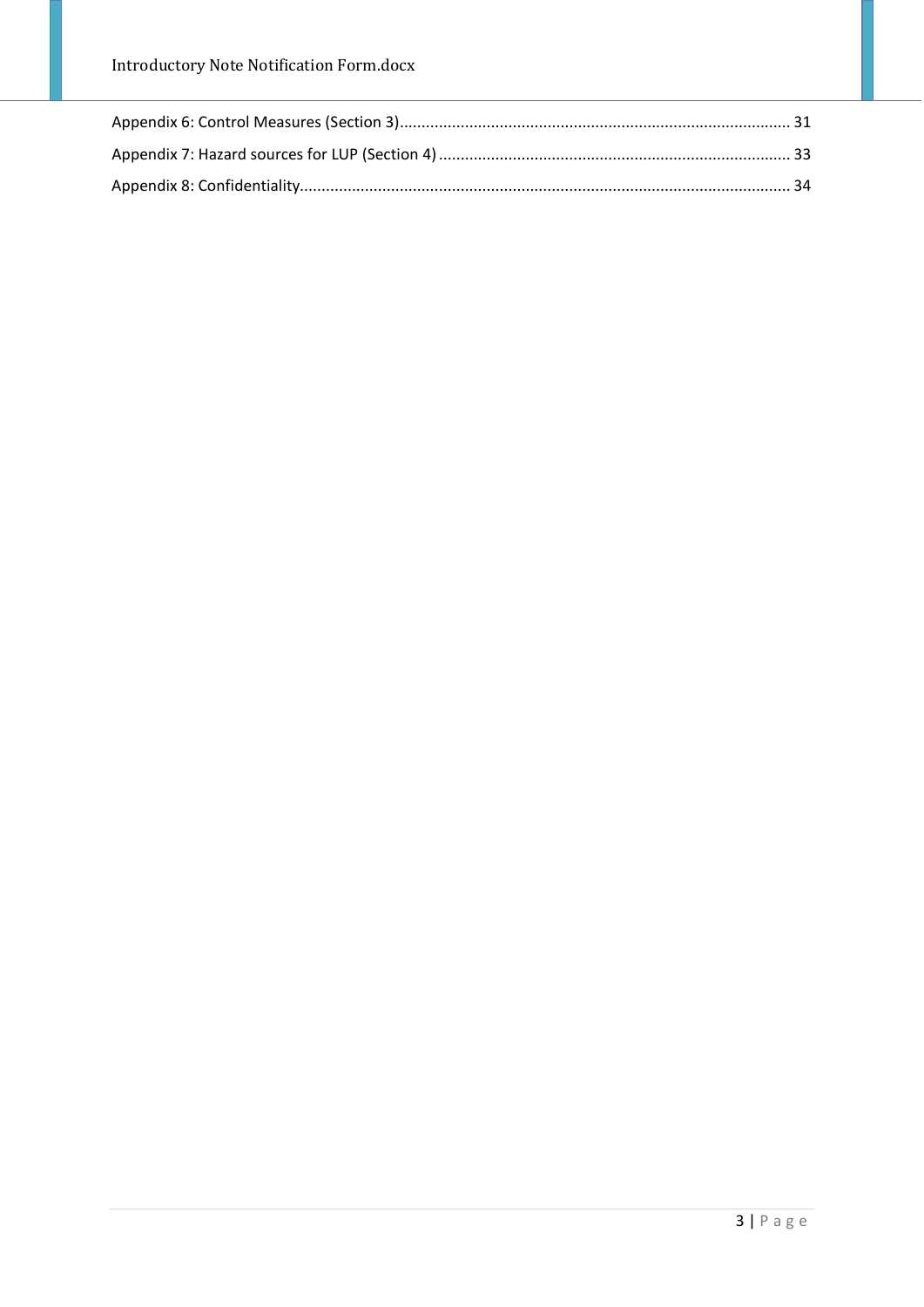Appendix 6: Control Measures (Section 3)........................................................................................ 31

Appendix 7: Hazard sources for LUP (Section 4) ................................................................................ 33

Appendix 8: Confidentiality................................................................................................................ 34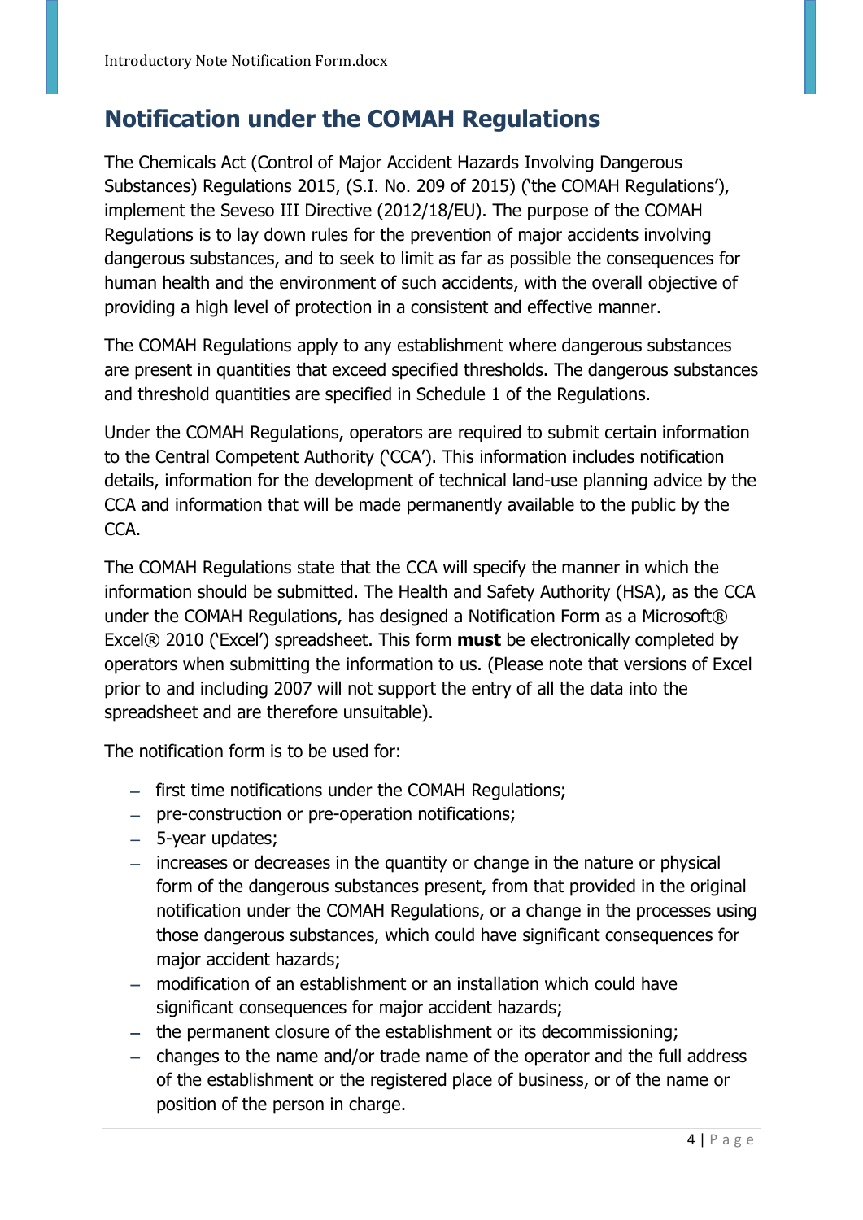## Notification under the COMAH Regulations

The Chemicals Act (Control of Major Accident Hazards Involving Dangerous Substances) Regulations 2015, (S.I. No. 209 of 2015) ('the COMAH Regulations'), implement the Seveso III Directive (2012/18/EU). The purpose of the COMAH Regulations is to lay down rules for the prevention of major accidents involving dangerous substances, and to seek to limit as far as possible the consequences for human health and the environment of such accidents, with the overall objective of providing a high level of protection in a consistent and effective manner.

The COMAH Regulations apply to any establishment where dangerous substances are present in quantities that exceed specified thresholds. The dangerous substances and threshold quantities are specified in Schedule 1 of the Regulations.

Under the COMAH Regulations, operators are required to submit certain information to the Central Competent Authority ('CCA'). This information includes notification details, information for the development of technical land-use planning advice by the CCA and information that will be made permanently available to the public by the CCA.

The COMAH Regulations state that the CCA will specify the manner in which the information should be submitted. The Health and Safety Authority (HSA), as the CCA under the COMAH Regulations, has designed a Notification Form as a Microsoft® Excel® 2010 ('Excel') spreadsheet. This form **must** be electronically completed by operators when submitting the information to us. (Please note that versions of Excel prior to and including 2007 will not support the entry of all the data into the spreadsheet and are therefore unsuitable).

The notification form is to be used for:

- first time notifications under the COMAH Regulations;
- pre-construction or pre-operation notifications;
- 5-year updates;
- increases or decreases in the quantity or change in the nature or physical form of the dangerous substances present, from that provided in the original notification under the COMAH Regulations, or a change in the processes using those dangerous substances, which could have significant consequences for major accident hazards;
- modification of an establishment or an installation which could have significant consequences for major accident hazards;
- the permanent closure of the establishment or its decommissioning;
- changes to the name and/or trade name of the operator and the full address of the establishment or the registered place of business, or of the name or position of the person in charge.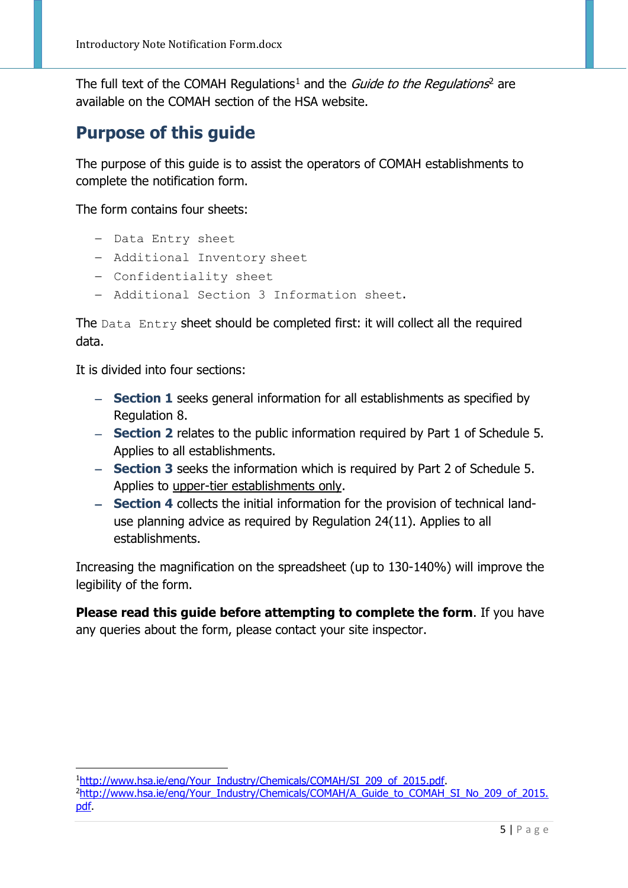The full text of the COMAH Regulations[1] and the *Guide to the Regulations*[2] are available on the COMAH section of the HSA website.

## Purpose of this guide

The purpose of this guide is to assist the operators of COMAH establishments to complete the notification form.

The form contains four sheets:

- `Data Entry sheet`
- `Additional Inventory sheet`
- `Confidentiality sheet`
- `Additional Section 3 Information sheet.`

The `Data Entry` sheet should be completed first: it will collect all the required data.

It is divided into four sections:

- **Section 1** seeks general information for all establishments as specified by Regulation 8.
- **Section 2** relates to the public information required by Part 1 of Schedule 5. Applies to all establishments.
- **Section 3** seeks the information which is required by Part 2 of Schedule 5. Applies to upper-tier establishments only.
- **Section 4** collects the initial information for the provision of technical land-use planning advice as required by Regulation 24(11). Applies to all establishments.

Increasing the magnification on the spreadsheet (up to 130-140%) will improve the legibility of the form.

**Please read this guide before attempting to complete the form**. If you have any queries about the form, please contact your site inspector.

---

[1] http://www.hsa.ie/eng/Your_Industry/Chemicals/COMAH/SI_209_of_2015.pdf.

[2] http://www.hsa.ie/eng/Your_Industry/Chemicals/COMAH/A_Guide_to_COMAH_SI_No_209_of_2015.pdf.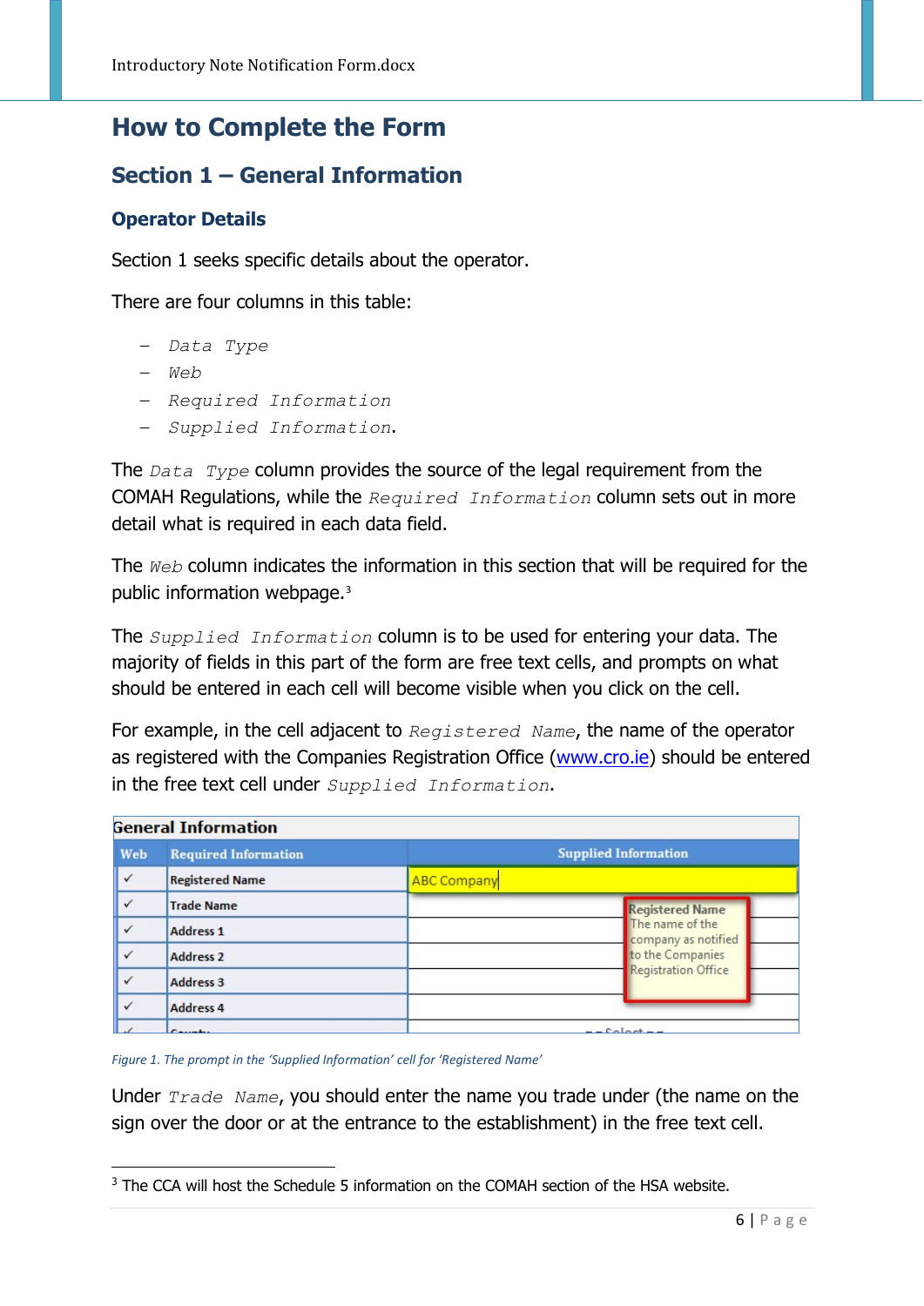# How to Complete the Form

## Section 1 – General Information

### Operator Details

Section 1 seeks specific details about the operator.

There are four columns in this table:

- *Data Type*
- *Web*
- *Required Information*
- *Supplied Information*.

The *Data Type* column provides the source of the legal requirement from the COMAH Regulations, while the *Required Information* column sets out in more detail what is required in each data field.

The *Web* column indicates the information in this section that will be required for the public information webpage.[3]

The *Supplied Information* column is to be used for entering your data. The majority of fields in this part of the form are free text cells, and prompts on what should be entered in each cell will become visible when you click on the cell.

For example, in the cell adjacent to *Registered Name*, the name of the operator as registered with the Companies Registration Office (www.cro.ie) should be entered in the free text cell under *Supplied Information*.

**General Information**

| Web | Required Information | Supplied Information |
|---|---|---|
| ✓ | Registered Name | ABC Company |
| ✓ | Trade Name | |
| ✓ | Address 1 | |
| ✓ | Address 2 | |
| ✓ | Address 3 | |
| ✓ | Address 4 | |

Registered Name
The name of the company as notified to the Companies Registration Office

*Figure 1. The prompt in the 'Supplied Information' cell for 'Registered Name'*

Under *Trade Name*, you should enter the name you trade under (the name on the sign over the door or at the entrance to the establishment) in the free text cell.

[3] The CCA will host the Schedule 5 information on the COMAH section of the HSA website.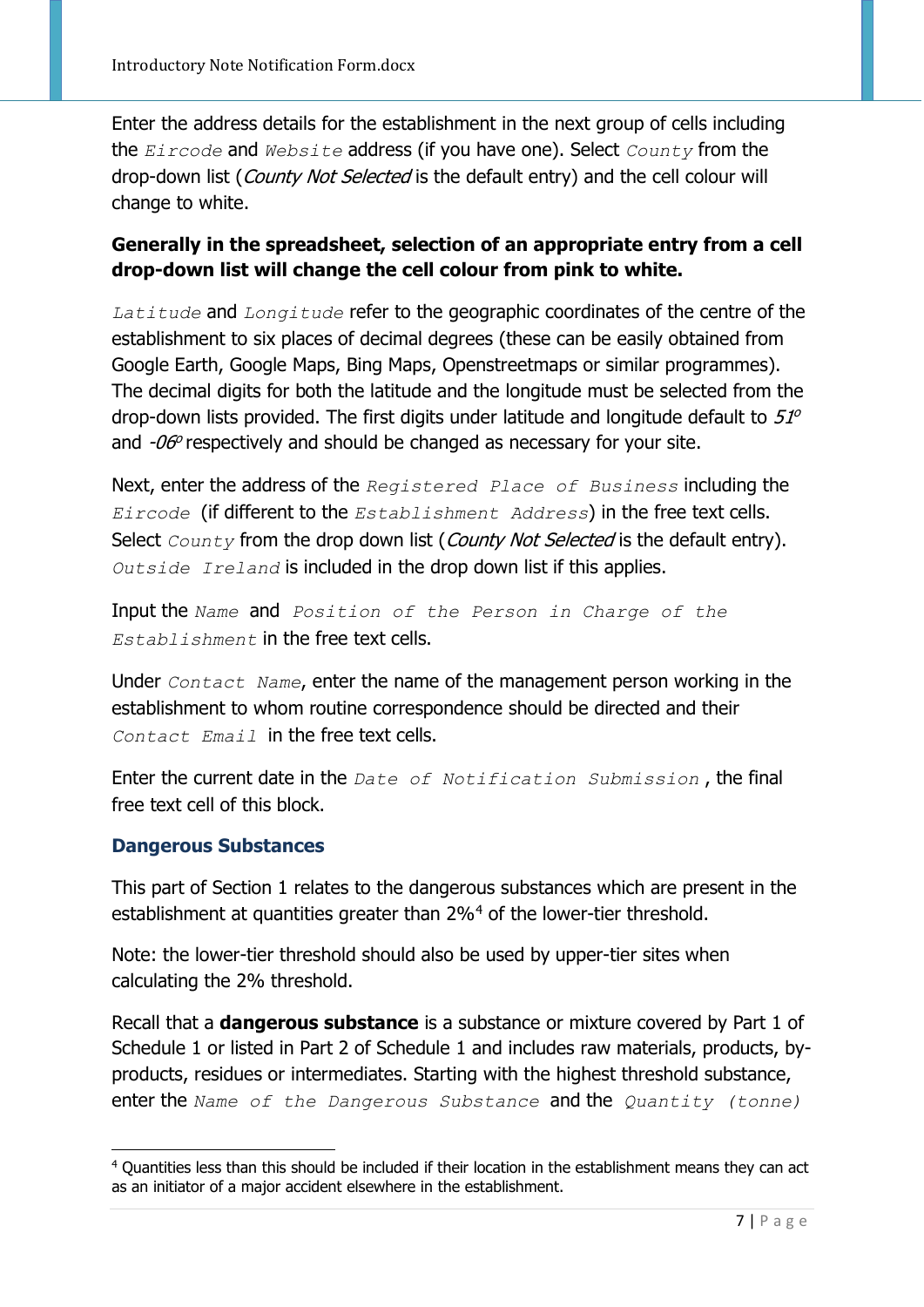Enter the address details for the establishment in the next group of cells including the `Eircode` and `Website` address (if you have one). Select `County` from the drop-down list (*County Not Selected* is the default entry) and the cell colour will change to white.

**Generally in the spreadsheet, selection of an appropriate entry from a cell drop-down list will change the cell colour from pink to white.**

`Latitude` and `Longitude` refer to the geographic coordinates of the centre of the establishment to six places of decimal degrees (these can be easily obtained from Google Earth, Google Maps, Bing Maps, Openstreetmaps or similar programmes). The decimal digits for both the latitude and the longitude must be selected from the drop-down lists provided. The first digits under latitude and longitude default to *51°* and *-06°* respectively and should be changed as necessary for your site.

Next, enter the address of the `Registered Place of Business` including the `Eircode` (if different to the `Establishment Address`) in the free text cells. Select `County` from the drop down list (*County Not Selected* is the default entry). `Outside Ireland` is included in the drop down list if this applies.

Input the `Name` and `Position of the Person in Charge of the Establishment` in the free text cells.

Under `Contact Name`, enter the name of the management person working in the establishment to whom routine correspondence should be directed and their `Contact Email` in the free text cells.

Enter the current date in the `Date of Notification Submission`, the final free text cell of this block.

### Dangerous Substances

This part of Section 1 relates to the dangerous substances which are present in the establishment at quantities greater than 2%[4] of the lower-tier threshold.

Note: the lower-tier threshold should also be used by upper-tier sites when calculating the 2% threshold.

Recall that a **dangerous substance** is a substance or mixture covered by Part 1 of Schedule 1 or listed in Part 2 of Schedule 1 and includes raw materials, products, by-products, residues or intermediates. Starting with the highest threshold substance, enter the `Name of the Dangerous Substance` and the `Quantity (tonne)`

---

[4] Quantities less than this should be included if their location in the establishment means they can act as an initiator of a major accident elsewhere in the establishment.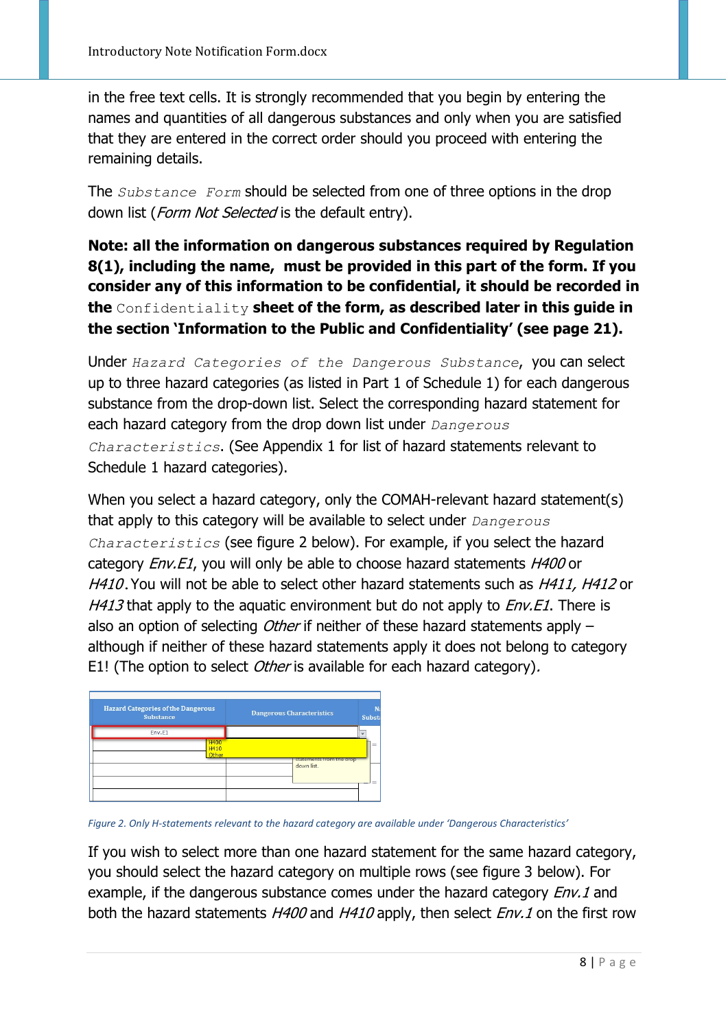in the free text cells. It is strongly recommended that you begin by entering the names and quantities of all dangerous substances and only when you are satisfied that they are entered in the correct order should you proceed with entering the remaining details.

The `Substance Form` should be selected from one of three options in the drop down list (*Form Not Selected* is the default entry).

**Note: all the information on dangerous substances required by Regulation 8(1), including the name, must be provided in this part of the form. If you consider any of this information to be confidential, it should be recorded in the `Confidentiality` sheet of the form, as described later in this guide in the section 'Information to the Public and Confidentiality' (see page 21).**

Under `Hazard Categories of the Dangerous Substance`, you can select up to three hazard categories (as listed in Part 1 of Schedule 1) for each dangerous substance from the drop-down list. Select the corresponding hazard statement for each hazard category from the drop down list under `Dangerous Characteristics`. (See Appendix 1 for list of hazard statements relevant to Schedule 1 hazard categories).

When you select a hazard category, only the COMAH-relevant hazard statement(s) that apply to this category will be available to select under `Dangerous Characteristics` (see figure 2 below). For example, if you select the hazard category *Env.E1*, you will only be able to choose hazard statements *H400* or *H410*. You will not be able to select other hazard statements such as *H411, H412* or *H413* that apply to the aquatic environment but do not apply to *Env.E1*. There is also an option of selecting *Other* if neither of these hazard statements apply – although if neither of these hazard statements apply it does not belong to category E1! (The option to select *Other* is available for each hazard category).

*Figure 2. Only H-statements relevant to the hazard category are available under 'Dangerous Characteristics'*

If you wish to select more than one hazard statement for the same hazard category, you should select the hazard category on multiple rows (see figure 3 below). For example, if the dangerous substance comes under the hazard category *Env.1* and both the hazard statements *H400* and *H410* apply, then select *Env.1* on the first row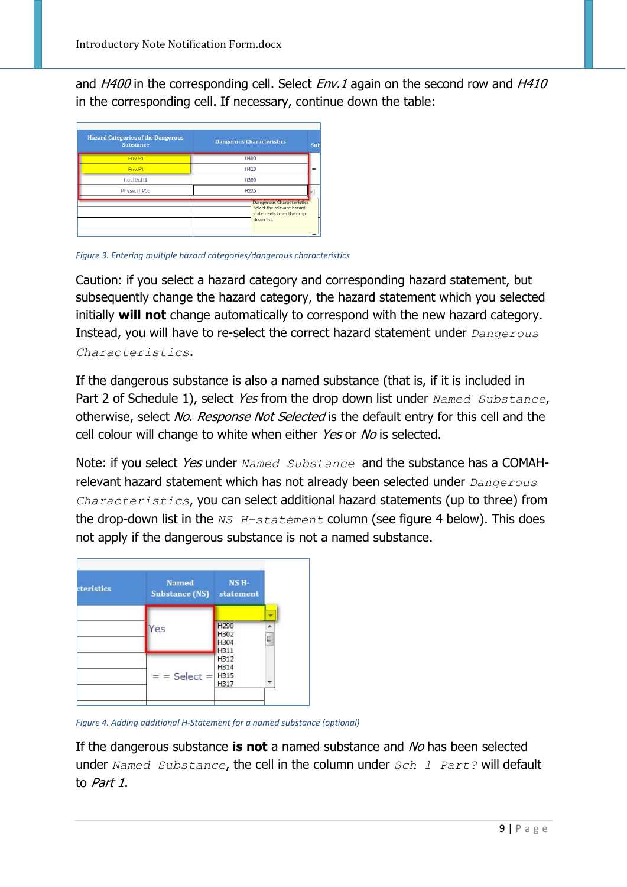and *H400* in the corresponding cell. Select *Env.1* again on the second row and *H410* in the corresponding cell. If necessary, continue down the table:

*Figure 3. Entering multiple hazard categories/dangerous characteristics*

Caution: if you select a hazard category and corresponding hazard statement, but subsequently change the hazard category, the hazard statement which you selected initially **will not** change automatically to correspond with the new hazard category. Instead, you will have to re-select the correct hazard statement under `Dangerous Characteristics`.

If the dangerous substance is also a named substance (that is, if it is included in Part 2 of Schedule 1), select *Yes* from the drop down list under `Named Substance`, otherwise, select *No*. *Response Not Selected* is the default entry for this cell and the cell colour will change to white when either *Yes* or *No* is selected.

Note: if you select *Yes* under `Named Substance` and the substance has a COMAH-relevant hazard statement which has not already been selected under `Dangerous Characteristics`, you can select additional hazard statements (up to three) from the drop-down list in the `NS H-statement` column (see figure 4 below). This does not apply if the dangerous substance is not a named substance.

*Figure 4. Adding additional H-Statement for a named substance (optional)*

If the dangerous substance **is not** a named substance and *No* has been selected under `Named Substance`, the cell in the column under `Sch 1 Part?` will default to *Part 1*.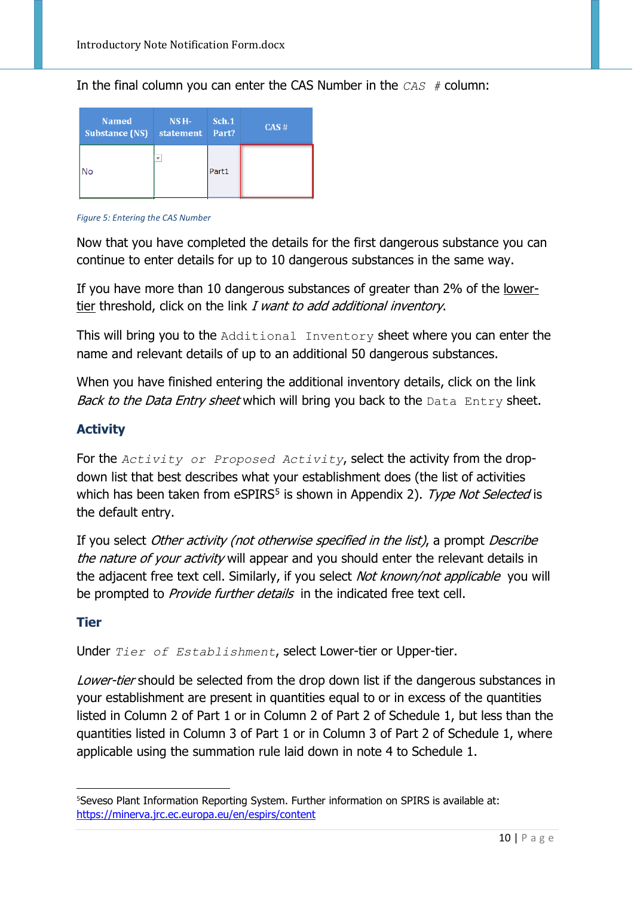In the final column you can enter the CAS Number in the `CAS #` column:

| Named Substance (NS) | NS H-statement | Sch.1 Part? | CAS # |
|---|---|---|---|
| No | | Part1 | |

*Figure 5: Entering the CAS Number*

Now that you have completed the details for the first dangerous substance you can continue to enter details for up to 10 dangerous substances in the same way.

If you have more than 10 dangerous substances of greater than 2% of the lower-tier threshold, click on the link *I want to add additional inventory*.

This will bring you to the `Additional Inventory` sheet where you can enter the name and relevant details of up to an additional 50 dangerous substances.

When you have finished entering the additional inventory details, click on the link *Back to the Data Entry sheet* which will bring you back to the `Data Entry` sheet.

## Activity

For the *`Activity or Proposed Activity`*, select the activity from the drop-down list that best describes what your establishment does (the list of activities which has been taken from eSPIRS[5] is shown in Appendix 2). *Type Not Selected* is the default entry.

If you select *Other activity (not otherwise specified in the list)*, a prompt *Describe the nature of your activity* will appear and you should enter the relevant details in the adjacent free text cell. Similarly, if you select *Not known/not applicable* you will be prompted to *Provide further details* in the indicated free text cell.

## Tier

Under *`Tier of Establishment`*, select Lower-tier or Upper-tier.

*Lower-tier* should be selected from the drop down list if the dangerous substances in your establishment are present in quantities equal to or in excess of the quantities listed in Column 2 of Part 1 or in Column 2 of Part 2 of Schedule 1, but less than the quantities listed in Column 3 of Part 1 or in Column 3 of Part 2 of Schedule 1, where applicable using the summation rule laid down in note 4 to Schedule 1.

---

[5]Seveso Plant Information Reporting System. Further information on SPIRS is available at: https://minerva.jrc.ec.europa.eu/en/espirs/content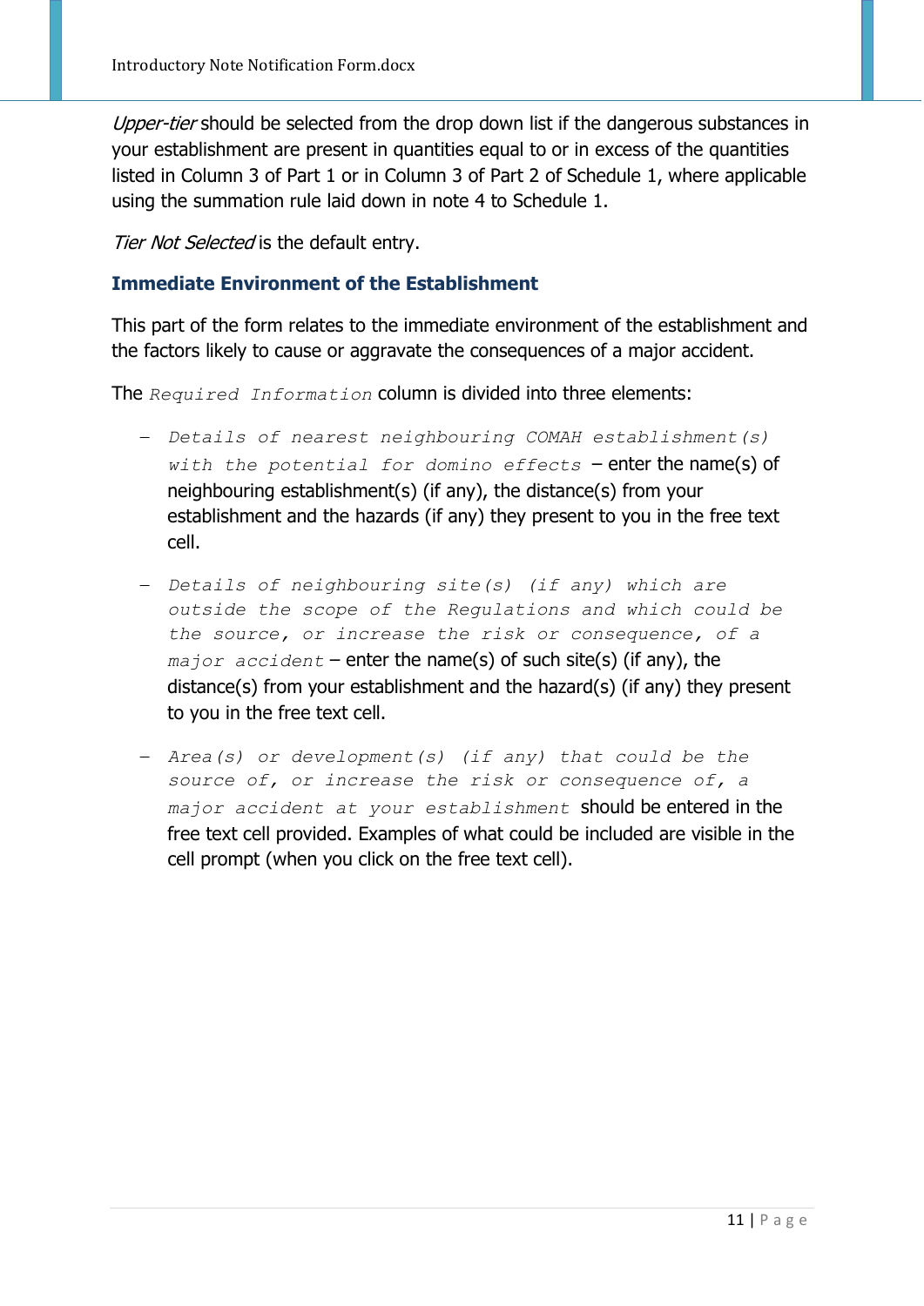*Upper-tier* should be selected from the drop down list if the dangerous substances in your establishment are present in quantities equal to or in excess of the quantities listed in Column 3 of Part 1 or in Column 3 of Part 2 of Schedule 1, where applicable using the summation rule laid down in note 4 to Schedule 1.

*Tier Not Selected* is the default entry.

### Immediate Environment of the Establishment

This part of the form relates to the immediate environment of the establishment and the factors likely to cause or aggravate the consequences of a major accident.

The `Required Information` column is divided into three elements:

- `Details of nearest neighbouring COMAH establishment(s) with the potential for domino effects` – enter the name(s) of neighbouring establishment(s) (if any), the distance(s) from your establishment and the hazards (if any) they present to you in the free text cell.

- `Details of neighbouring site(s) (if any) which are outside the scope of the Regulations and which could be the source, or increase the risk or consequence, of a major accident` – enter the name(s) of such site(s) (if any), the distance(s) from your establishment and the hazard(s) (if any) they present to you in the free text cell.

- `Area(s) or development(s) (if any) that could be the source of, or increase the risk or consequence of, a major accident at your establishment` should be entered in the free text cell provided. Examples of what could be included are visible in the cell prompt (when you click on the free text cell).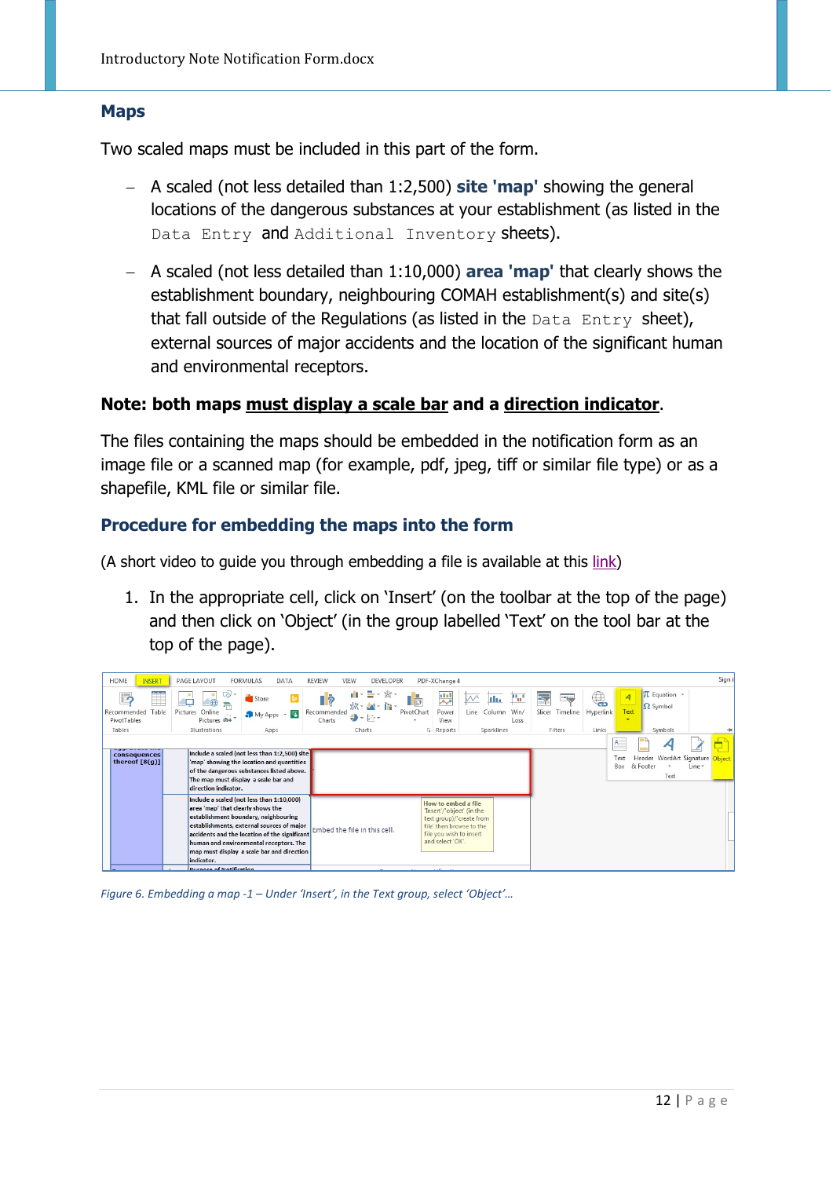## Maps

Two scaled maps must be included in this part of the form.

- A scaled (not less detailed than 1:2,500) **site 'map'** showing the general locations of the dangerous substances at your establishment (as listed in the `Data Entry` and `Additional Inventory` sheets).
- A scaled (not less detailed than 1:10,000) **area 'map'** that clearly shows the establishment boundary, neighbouring COMAH establishment(s) and site(s) that fall outside of the Regulations (as listed in the `Data Entry` sheet), external sources of major accidents and the location of the significant human and environmental receptors.

**Note: both maps <u>must display a scale bar</u> and a <u>direction indicator</u>.**

The files containing the maps should be embedded in the notification form as an image file or a scanned map (for example, pdf, jpeg, tiff or similar file type) or as a shapefile, KML file or similar file.

### Procedure for embedding the maps into the form

(A short video to guide you through embedding a file is available at this link)

1. In the appropriate cell, click on 'Insert' (on the toolbar at the top of the page) and then click on 'Object' (in the group labelled 'Text' on the tool bar at the top of the page).

*Figure 6. Embedding a map -1 – Under 'Insert', in the Text group, select 'Object'…*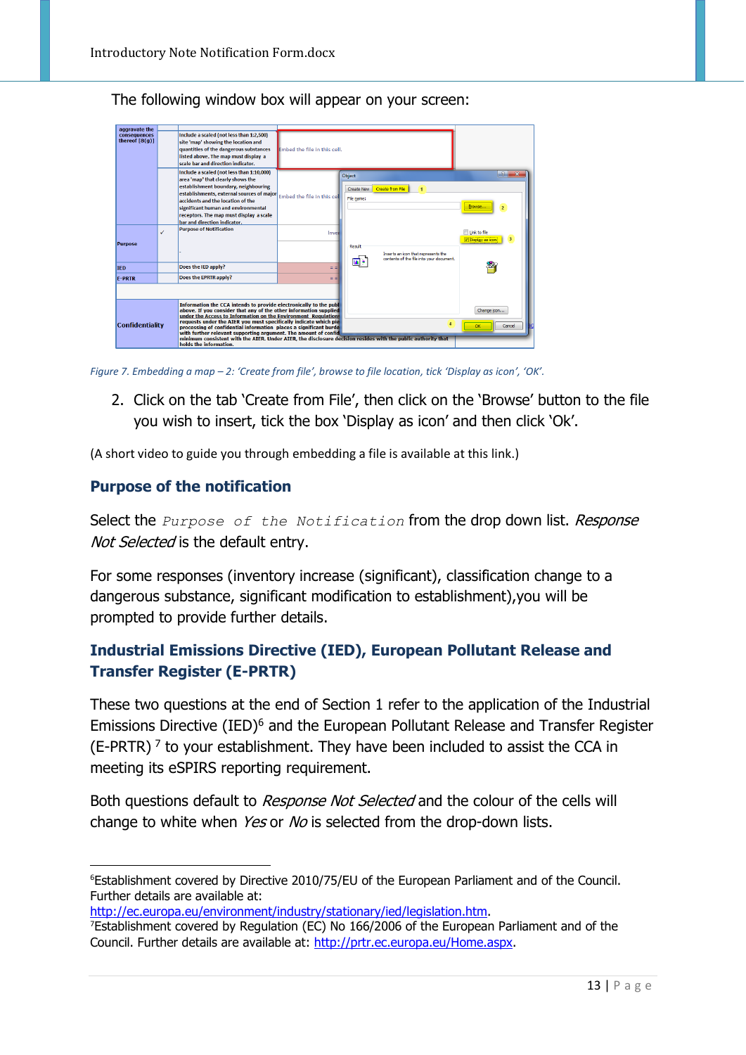The following window box will appear on your screen:

*Figure 7. Embedding a map – 2: 'Create from file', browse to file location, tick 'Display as icon', 'OK'.*

2. Click on the tab 'Create from File', then click on the 'Browse' button to the file you wish to insert, tick the box 'Display as icon' and then click 'Ok'.

(A short video to guide you through embedding a file is available at this link.)

## Purpose of the notification

Select the `Purpose of the Notification` from the drop down list. *Response Not Selected* is the default entry.

For some responses (inventory increase (significant), classification change to a dangerous substance, significant modification to establishment),you will be prompted to provide further details.

## Industrial Emissions Directive (IED), European Pollutant Release and Transfer Register (E-PRTR)

These two questions at the end of Section 1 refer to the application of the Industrial Emissions Directive (IED)[6] and the European Pollutant Release and Transfer Register (E-PRTR) [7] to your establishment. They have been included to assist the CCA in meeting its eSPIRS reporting requirement.

Both questions default to *Response Not Selected* and the colour of the cells will change to white when *Yes* or *No* is selected from the drop-down lists.

---

[6]Establishment covered by Directive 2010/75/EU of the European Parliament and of the Council. Further details are available at: http://ec.europa.eu/environment/industry/stationary/ied/legislation.htm.

[7]Establishment covered by Regulation (EC) No 166/2006 of the European Parliament and of the Council. Further details are available at: http://prtr.ec.europa.eu/Home.aspx.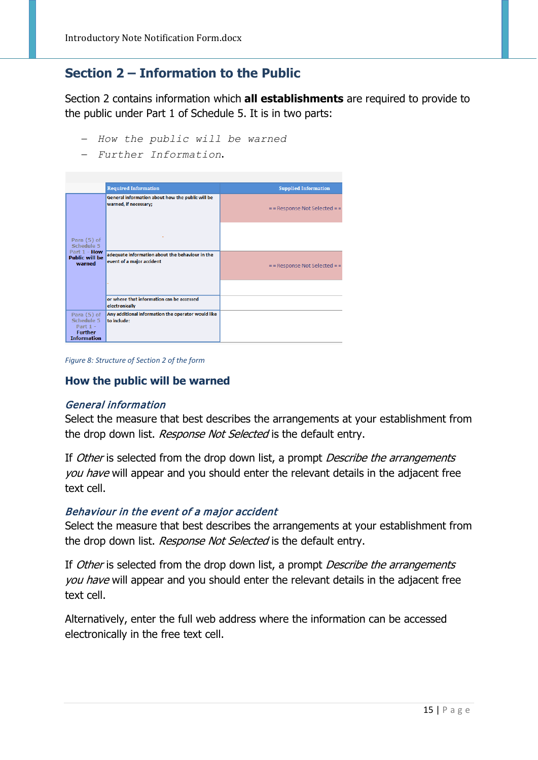## Section 2 – Information to the Public

Section 2 contains information which **all establishments** are required to provide to the public under Part 1 of Schedule 5. It is in two parts:

- *How the public will be warned*
- *Further Information.*

| | Required Information | Supplied Information |
|---|---|---|
| Para (5) of Schedule 5 Part 1 – **How Public will be warned** | General information about how the public will be warned, if necessary; | = = Response Not Selected = = |
| | adequate information about the behaviour in the event of a major accident | = = Response Not Selected = = |
| | or where that information can be accessed electronically | |
| Para (5) of Schedule 5 Part 1 – **Further Information** | Any additional information the operator would like to include: | |

*Figure 8: Structure of Section 2 of the form*

### How the public will be warned

#### *General information*

Select the measure that best describes the arrangements at your establishment from the drop down list. *Response Not Selected* is the default entry.

If *Other* is selected from the drop down list, a prompt *Describe the arrangements you have* will appear and you should enter the relevant details in the adjacent free text cell.

#### *Behaviour in the event of a major accident*

Select the measure that best describes the arrangements at your establishment from the drop down list. *Response Not Selected* is the default entry.

If *Other* is selected from the drop down list, a prompt *Describe the arrangements you have* will appear and you should enter the relevant details in the adjacent free text cell.

Alternatively, enter the full web address where the information can be accessed electronically in the free text cell.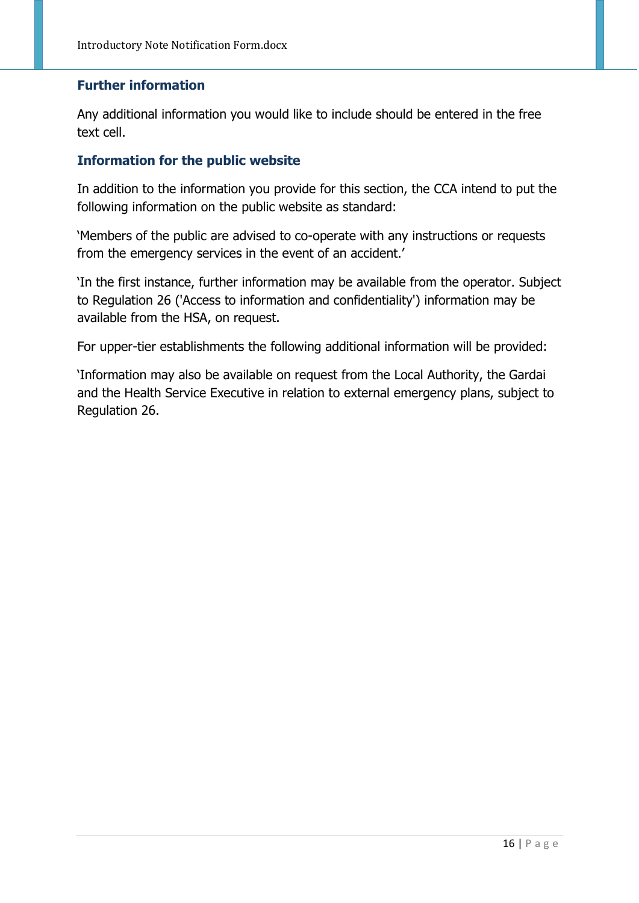### Further information

Any additional information you would like to include should be entered in the free text cell.

### Information for the public website

In addition to the information you provide for this section, the CCA intend to put the following information on the public website as standard:

'Members of the public are advised to co-operate with any instructions or requests from the emergency services in the event of an accident.'

'In the first instance, further information may be available from the operator. Subject to Regulation 26 ('Access to information and confidentiality') information may be available from the HSA, on request.

For upper-tier establishments the following additional information will be provided:

'Information may also be available on request from the Local Authority, the Gardai and the Health Service Executive in relation to external emergency plans, subject to Regulation 26.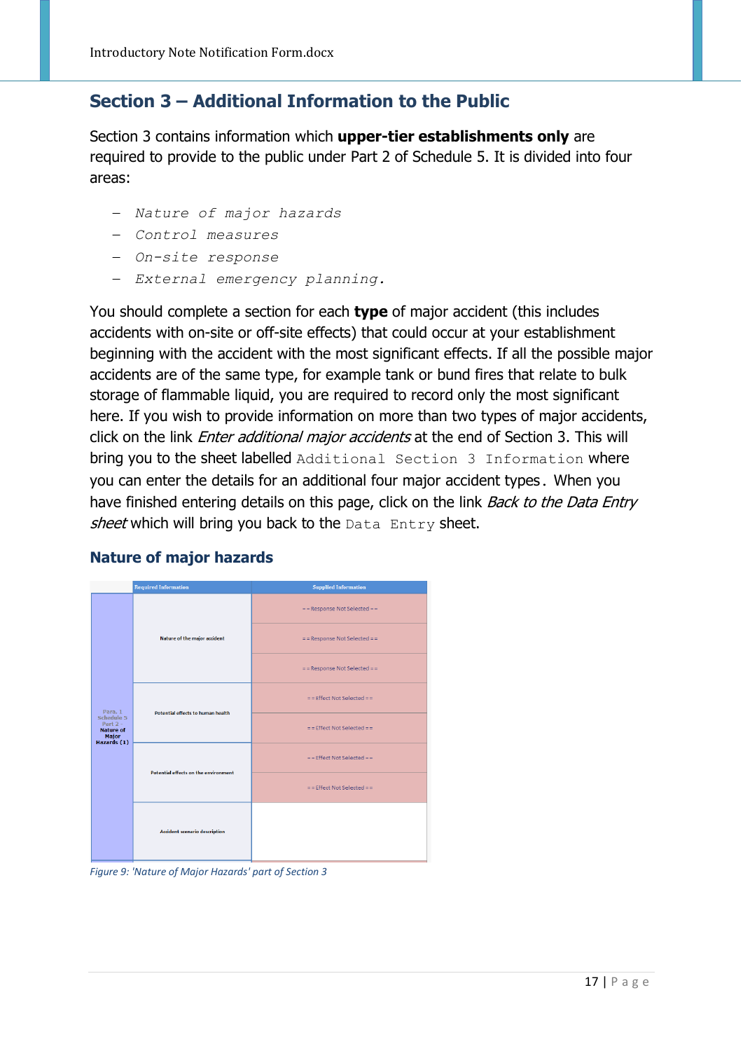## Section 3 – Additional Information to the Public

Section 3 contains information which **upper-tier establishments only** are required to provide to the public under Part 2 of Schedule 5. It is divided into four areas:

- *Nature of major hazards*
- *Control measures*
- *On-site response*
- *External emergency planning.*

You should complete a section for each **type** of major accident (this includes accidents with on-site or off-site effects) that could occur at your establishment beginning with the accident with the most significant effects. If all the possible major accidents are of the same type, for example tank or bund fires that relate to bulk storage of flammable liquid, you are required to record only the most significant here. If you wish to provide information on more than two types of major accidents, click on the link *Enter additional major accidents* at the end of Section 3. This will bring you to the sheet labelled `Additional Section 3 Information` where you can enter the details for an additional four major accident types. When you have finished entering details on this page, click on the link *Back to the Data Entry sheet* which will bring you back to the `Data Entry` sheet.

### Nature of major hazards

| | Required Information | Supplied Information |
|---|---|---|
| Para. 1 Schedule 5 Part 2 - Nature of Major Hazards (1) | Nature of the major accident | == Response Not Selected == |
| | | == Response Not Selected == |
| | | == Response Not Selected == |
| | Potential effects to human health | == Effect Not Selected == |
| | | == Effect Not Selected == |
| | Potential effects on the environment | == Effect Not Selected == |
| | | == Effect Not Selected == |
| | Accident scenario description | |

*Figure 9: 'Nature of Major Hazards' part of Section 3*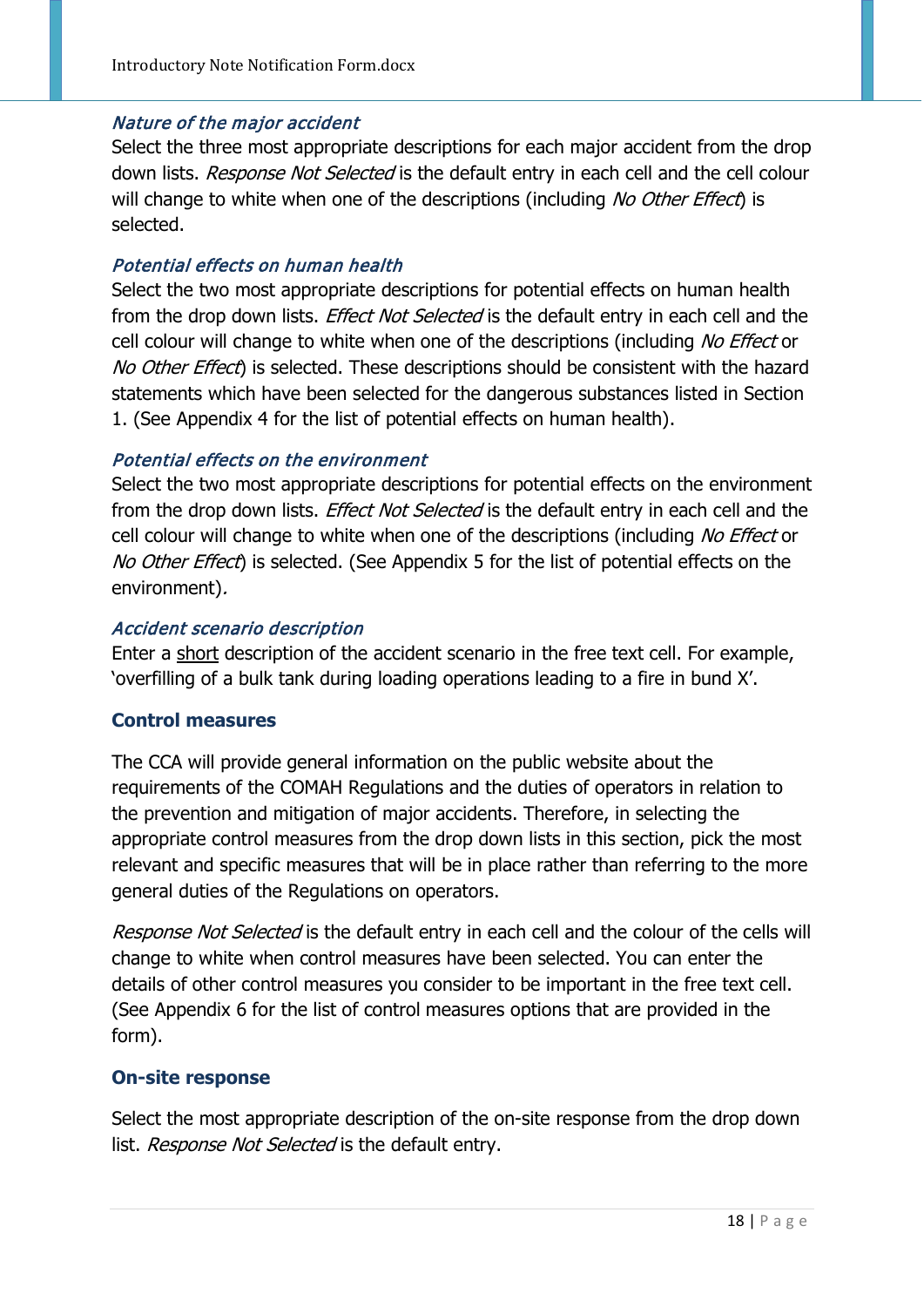#### *Nature of the major accident*

Select the three most appropriate descriptions for each major accident from the drop down lists. *Response Not Selected* is the default entry in each cell and the cell colour will change to white when one of the descriptions (including *No Other Effect*) is selected.

#### *Potential effects on human health*

Select the two most appropriate descriptions for potential effects on human health from the drop down lists. *Effect Not Selected* is the default entry in each cell and the cell colour will change to white when one of the descriptions (including *No Effect* or *No Other Effect*) is selected. These descriptions should be consistent with the hazard statements which have been selected for the dangerous substances listed in Section 1. (See Appendix 4 for the list of potential effects on human health).

#### *Potential effects on the environment*

Select the two most appropriate descriptions for potential effects on the environment from the drop down lists. *Effect Not Selected* is the default entry in each cell and the cell colour will change to white when one of the descriptions (including *No Effect* or *No Other Effect*) is selected. (See Appendix 5 for the list of potential effects on the environment).

#### *Accident scenario description*

Enter a <u>short</u> description of the accident scenario in the free text cell. For example, 'overfilling of a bulk tank during loading operations leading to a fire in bund X'.

### Control measures

The CCA will provide general information on the public website about the requirements of the COMAH Regulations and the duties of operators in relation to the prevention and mitigation of major accidents. Therefore, in selecting the appropriate control measures from the drop down lists in this section, pick the most relevant and specific measures that will be in place rather than referring to the more general duties of the Regulations on operators.

*Response Not Selected* is the default entry in each cell and the colour of the cells will change to white when control measures have been selected. You can enter the details of other control measures you consider to be important in the free text cell. (See Appendix 6 for the list of control measures options that are provided in the form).

### On-site response

Select the most appropriate description of the on-site response from the drop down list. *Response Not Selected* is the default entry.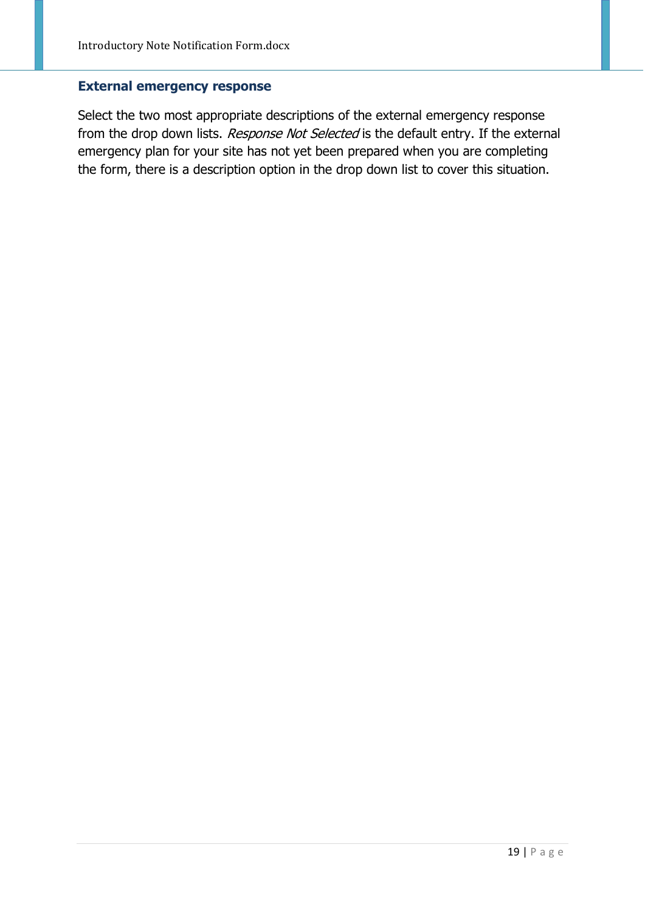### External emergency response

Select the two most appropriate descriptions of the external emergency response from the drop down lists. *Response Not Selected* is the default entry. If the external emergency plan for your site has not yet been prepared when you are completing the form, there is a description option in the drop down list to cover this situation.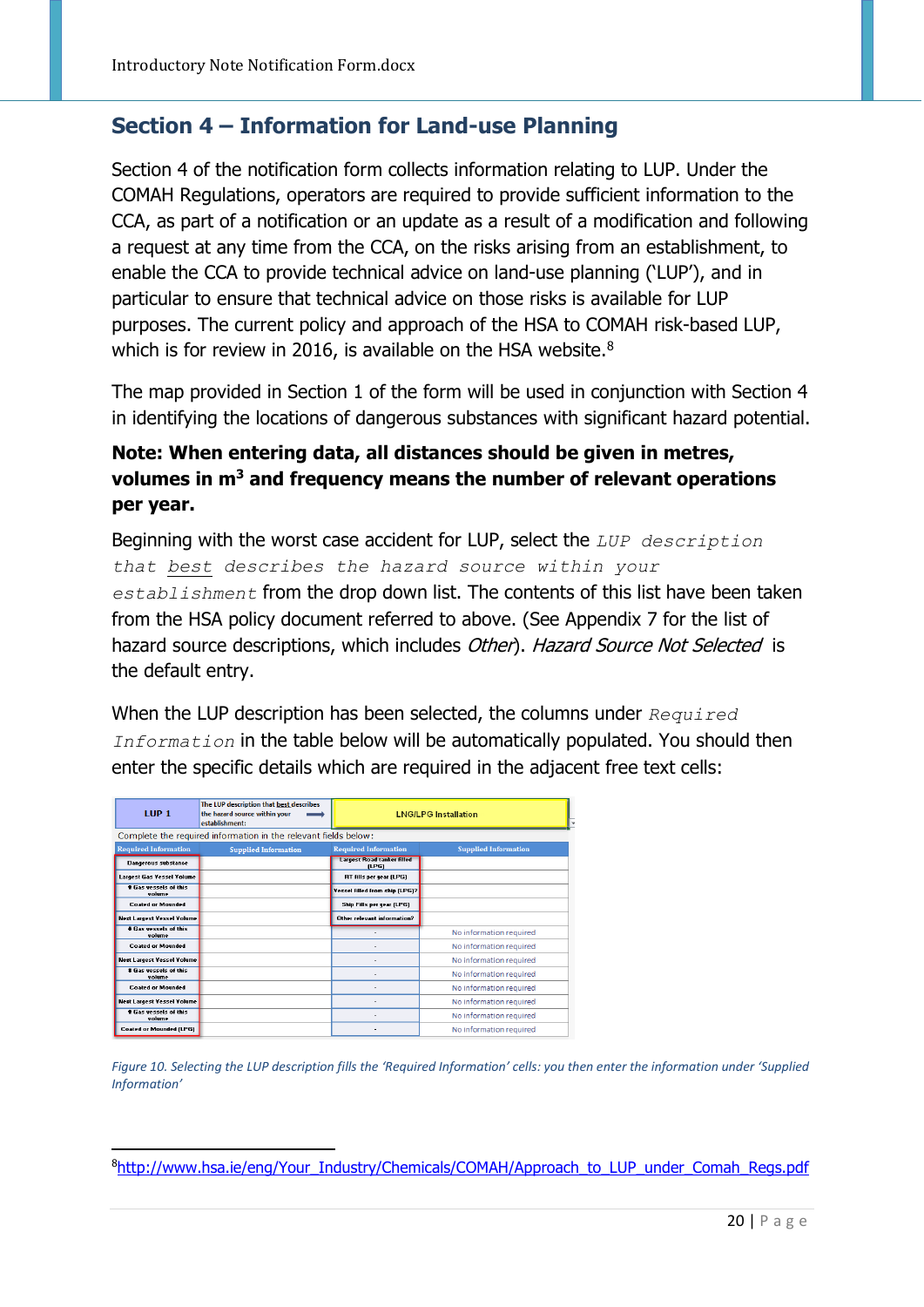## Section 4 – Information for Land-use Planning

Section 4 of the notification form collects information relating to LUP. Under the COMAH Regulations, operators are required to provide sufficient information to the CCA, as part of a notification or an update as a result of a modification and following a request at any time from the CCA, on the risks arising from an establishment, to enable the CCA to provide technical advice on land-use planning ('LUP'), and in particular to ensure that technical advice on those risks is available for LUP purposes. The current policy and approach of the HSA to COMAH risk-based LUP, which is for review in 2016, is available on the HSA website.[8]

The map provided in Section 1 of the form will be used in conjunction with Section 4 in identifying the locations of dangerous substances with significant hazard potential.

**Note: When entering data, all distances should be given in metres, volumes in m$^3$ and frequency means the number of relevant operations per year.**

Beginning with the worst case accident for LUP, select the `LUP description that best describes the hazard source within your establishment` from the drop down list. The contents of this list have been taken from the HSA policy document referred to above. (See Appendix 7 for the list of hazard source descriptions, which includes *Other*). *Hazard Source Not Selected* is the default entry.

When the LUP description has been selected, the columns under `Required Information` in the table below will be automatically populated. You should then enter the specific details which are required in the adjacent free text cells:

| LUP 1 | The LUP description that best describes the hazard source within your establishment: | LNG/LPG Installation | |
|---|---|---|---|
| Complete the required information in the relevant fields below: | | | |
| **Required Information** | **Supplied Information** | **Required Information** | **Supplied Information** |
| Dangerous substance | | Largest Road tanker filled (LPG) | |
| Largest Gas Vessel Volume | | RT fills per year (LPG) | |
| # Gas vessels of this volume | | Vessel filled from ship (LPG)? | |
| Coated or Mounded | | Ship Fills per year (LPG) | |
| Next Largest Vessel Volume | | Other relevant information? | |
| # Gas vessels of this volume | | - | No information required |
| Coated or Mounded | | - | No information required |
| Next Largest Vessel Volume | | - | No information required |
| # Gas vessels of this volume | | - | No information required |
| Coated or Mounded | | - | No information required |
| Next Largest Vessel Volume | | - | No information required |
| # Gas vessels of this volume | | - | No information required |
| Coated or Mounded (LPG) | | - | No information required |

*Figure 10. Selecting the LUP description fills the 'Required Information' cells: you then enter the information under 'Supplied Information'*

[8] http://www.hsa.ie/eng/Your_Industry/Chemicals/COMAH/Approach_to_LUP_under_Comah_Regs.pdf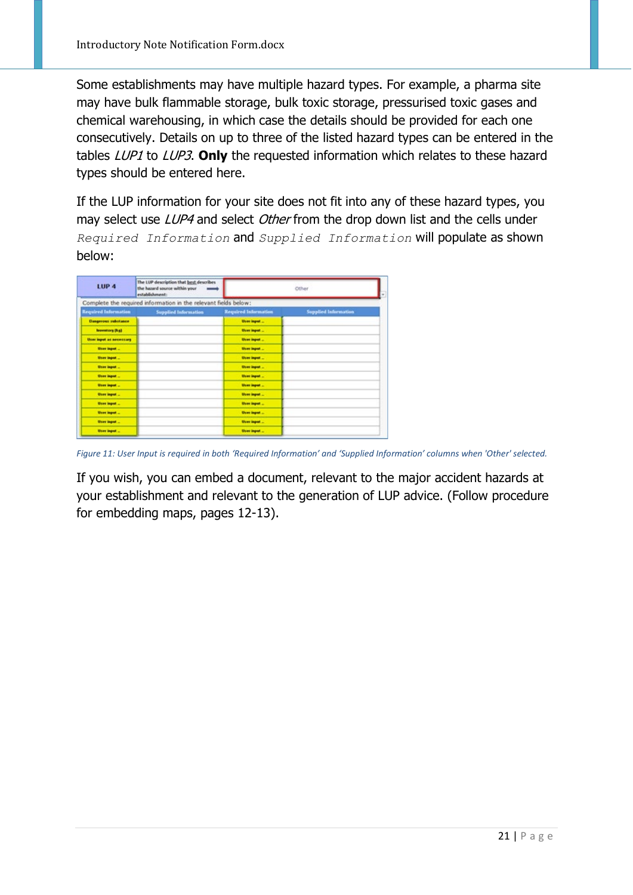Some establishments may have multiple hazard types. For example, a pharma site may have bulk flammable storage, bulk toxic storage, pressurised toxic gases and chemical warehousing, in which case the details should be provided for each one consecutively. Details on up to three of the listed hazard types can be entered in the tables *LUP1* to *LUP3*. **Only** the requested information which relates to these hazard types should be entered here.

If the LUP information for your site does not fit into any of these hazard types, you may select use *LUP4* and select *Other* from the drop down list and the cells under `Required Information` and `Supplied Information` will populate as shown below:

*Figure 11: User Input is required in both 'Required Information' and 'Supplied Information' columns when 'Other' selected.*

If you wish, you can embed a document, relevant to the major accident hazards at your establishment and relevant to the generation of LUP advice. (Follow procedure for embedding maps, pages 12-13).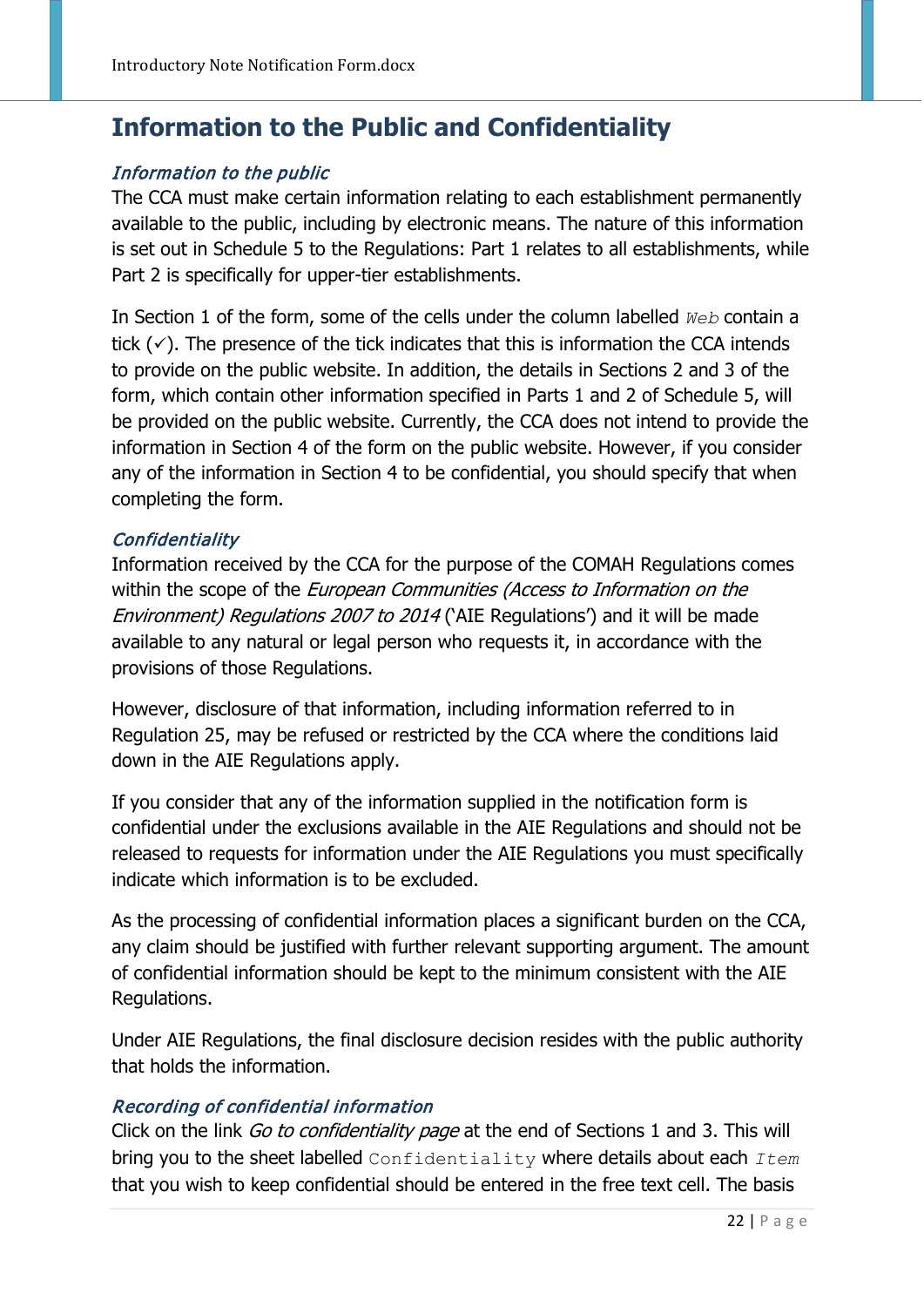# Information to the Public and Confidentiality

### *Information to the public*

The CCA must make certain information relating to each establishment permanently available to the public, including by electronic means. The nature of this information is set out in Schedule 5 to the Regulations: Part 1 relates to all establishments, while Part 2 is specifically for upper-tier establishments.

In Section 1 of the form, some of the cells under the column labelled `Web` contain a tick (✓). The presence of the tick indicates that this is information the CCA intends to provide on the public website. In addition, the details in Sections 2 and 3 of the form, which contain other information specified in Parts 1 and 2 of Schedule 5, will be provided on the public website. Currently, the CCA does not intend to provide the information in Section 4 of the form on the public website. However, if you consider any of the information in Section 4 to be confidential, you should specify that when completing the form.

### *Confidentiality*

Information received by the CCA for the purpose of the COMAH Regulations comes within the scope of the *European Communities (Access to Information on the Environment) Regulations 2007 to 2014* ('AIE Regulations') and it will be made available to any natural or legal person who requests it, in accordance with the provisions of those Regulations.

However, disclosure of that information, including information referred to in Regulation 25, may be refused or restricted by the CCA where the conditions laid down in the AIE Regulations apply.

If you consider that any of the information supplied in the notification form is confidential under the exclusions available in the AIE Regulations and should not be released to requests for information under the AIE Regulations you must specifically indicate which information is to be excluded.

As the processing of confidential information places a significant burden on the CCA, any claim should be justified with further relevant supporting argument. The amount of confidential information should be kept to the minimum consistent with the AIE Regulations.

Under AIE Regulations, the final disclosure decision resides with the public authority that holds the information.

### *Recording of confidential information*

Click on the link *Go to confidentiality page* at the end of Sections 1 and 3. This will bring you to the sheet labelled `Confidentiality` where details about each *`Item`* that you wish to keep confidential should be entered in the free text cell. The basis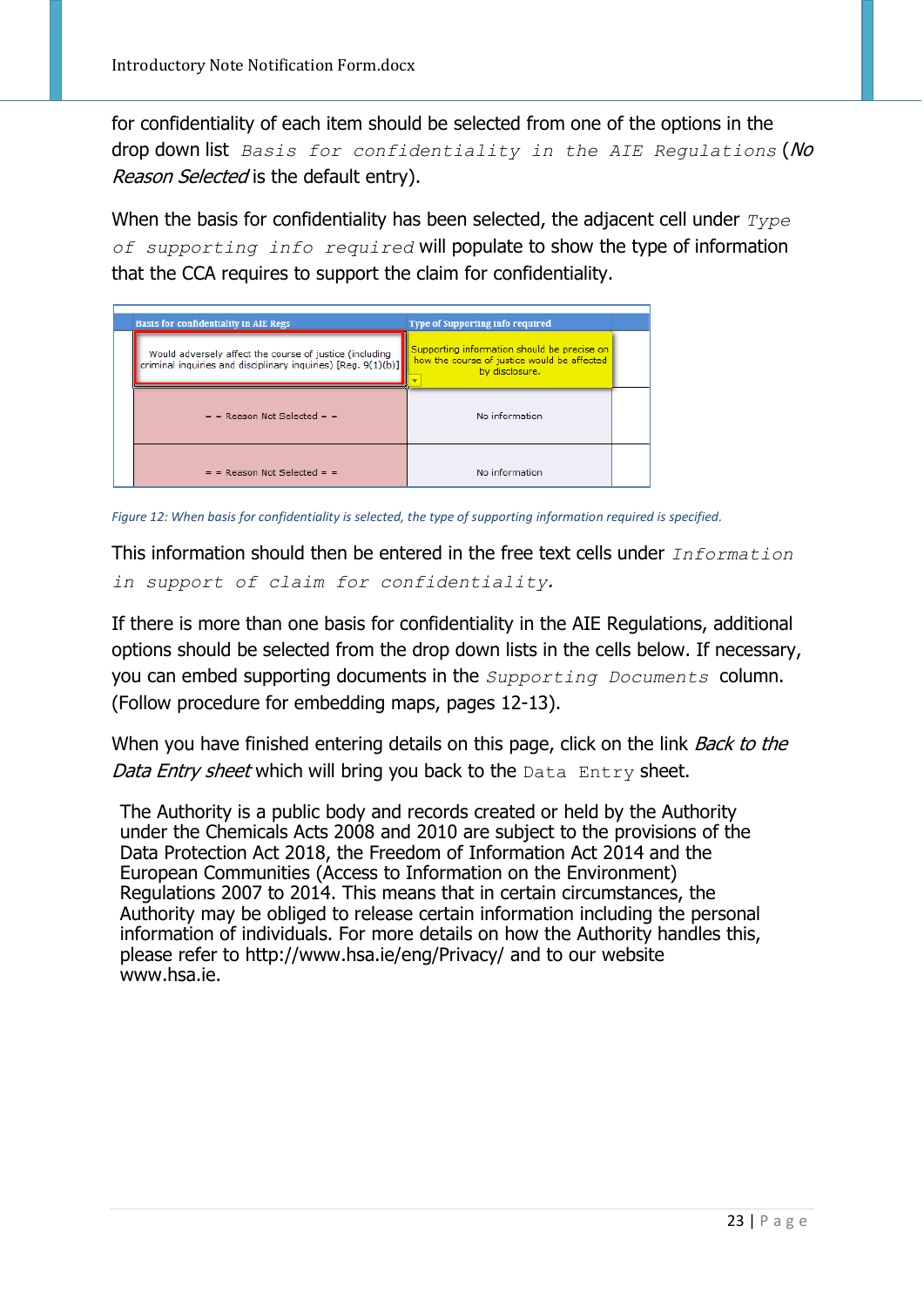for confidentiality of each item should be selected from one of the options in the drop down list `Basis for confidentiality in the AIE Regulations` (*No Reason Selected* is the default entry).

When the basis for confidentiality has been selected, the adjacent cell under `Type of supporting info required` will populate to show the type of information that the CCA requires to support the claim for confidentiality.

| Basis for confidentiality in AIE Regs | Type of Supporting info required | |
|---|---|---|
| Would adversely affect the course of justice (including criminal inquiries and disciplinary inquiries) [Reg. 9(1)(b)] | Supporting information should be precise on how the course of justice would be affected by disclosure. | |
| – – Reason Not Selected – – | No information | |
| – – Reason Not Selected – – | No information | |

*Figure 12: When basis for confidentiality is selected, the type of supporting information required is specified.*

This information should then be entered in the free text cells under `Information in support of claim for confidentiality.`

If there is more than one basis for confidentiality in the AIE Regulations, additional options should be selected from the drop down lists in the cells below. If necessary, you can embed supporting documents in the `Supporting Documents` column. (Follow procedure for embedding maps, pages 12-13).

When you have finished entering details on this page, click on the link *Back to the Data Entry sheet* which will bring you back to the `Data Entry` sheet.

The Authority is a public body and records created or held by the Authority under the Chemicals Acts 2008 and 2010 are subject to the provisions of the Data Protection Act 2018, the Freedom of Information Act 2014 and the European Communities (Access to Information on the Environment) Regulations 2007 to 2014. This means that in certain circumstances, the Authority may be obliged to release certain information including the personal information of individuals. For more details on how the Authority handles this, please refer to http://www.hsa.ie/eng/Privacy/ and to our website www.hsa.ie.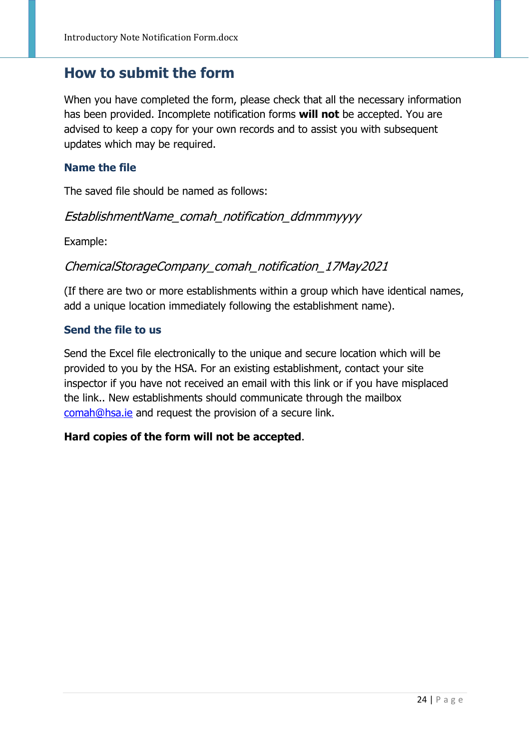## How to submit the form

When you have completed the form, please check that all the necessary information has been provided. Incomplete notification forms **will not** be accepted. You are advised to keep a copy for your own records and to assist you with subsequent updates which may be required.

### Name the file

The saved file should be named as follows:

*EstablishmentName_comah_notification_ddmmmyyyy*

Example:

*ChemicalStorageCompany_comah_notification_17May2021*

(If there are two or more establishments within a group which have identical names, add a unique location immediately following the establishment name).

### Send the file to us

Send the Excel file electronically to the unique and secure location which will be provided to you by the HSA. For an existing establishment, contact your site inspector if you have not received an email with this link or if you have misplaced the link.. New establishments should communicate through the mailbox [comah@hsa.ie](mailto:comah@hsa.ie) and request the provision of a secure link.

**Hard copies of the form will not be accepted**.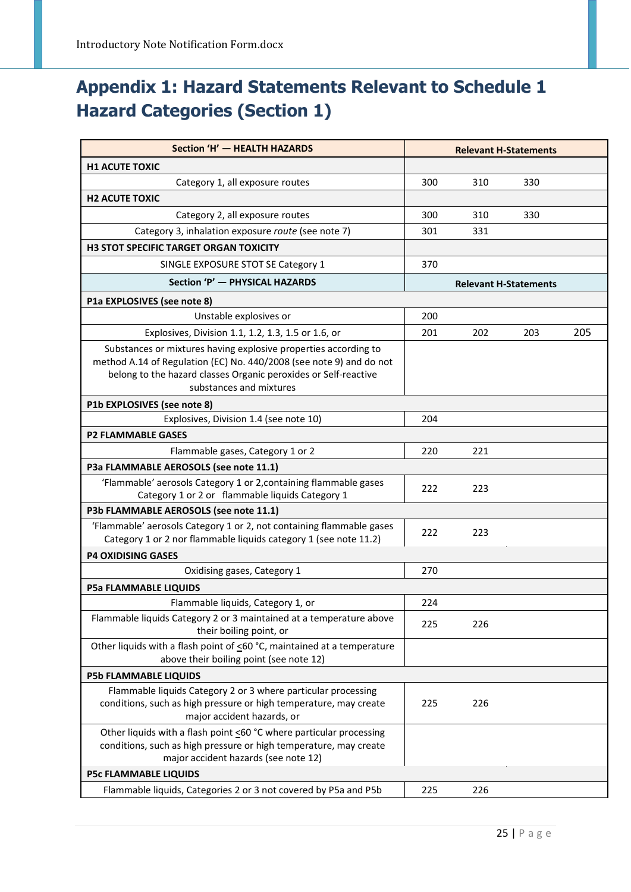# Appendix 1: Hazard Statements Relevant to Schedule 1 Hazard Categories (Section 1)

| Section 'H' — HEALTH HAZARDS | Relevant H-Statements | | | |
|---|---|---|---|---|
| **H1 ACUTE TOXIC** | | | | |
| Category 1, all exposure routes | 300 | 310 | 330 | |
| **H2 ACUTE TOXIC** | | | | |
| Category 2, all exposure routes | 300 | 310 | 330 | |
| Category 3, inhalation exposure *route* (see note 7) | 301 | 331 | | |
| **H3 STOT SPECIFIC TARGET ORGAN TOXICITY** | | | | |
| SINGLE EXPOSURE STOT SE Category 1 | 370 | | | |
| **Section 'P' — PHYSICAL HAZARDS** | **Relevant H-Statements** | | | |
| **P1a EXPLOSIVES (see note 8)** | | | | |
| Unstable explosives or | 200 | | | |
| Explosives, Division 1.1, 1.2, 1.3, 1.5 or 1.6, or | 201 | 202 | 203 | 205 |
| Substances or mixtures having explosive properties according to method A.14 of Regulation (EC) No. 440/2008 (see note 9) and do not belong to the hazard classes Organic peroxides or Self-reactive substances and mixtures | | | | |
| **P1b EXPLOSIVES (see note 8)** | | | | |
| Explosives, Division 1.4 (see note 10) | 204 | | | |
| **P2 FLAMMABLE GASES** | | | | |
| Flammable gases, Category 1 or 2 | 220 | 221 | | |
| **P3a FLAMMABLE AEROSOLS (see note 11.1)** | | | | |
| 'Flammable' aerosols Category 1 or 2,containing flammable gases Category 1 or 2 or flammable liquids Category 1 | 222 | 223 | | |
| **P3b FLAMMABLE AEROSOLS (see note 11.1)** | | | | |
| 'Flammable' aerosols Category 1 or 2, not containing flammable gases Category 1 or 2 nor flammable liquids category 1 (see note 11.2) | 222 | 223 | | |
| **P4 OXIDISING GASES** | | | | |
| Oxidising gases, Category 1 | 270 | | | |
| **P5a FLAMMABLE LIQUIDS** | | | | |
| Flammable liquids, Category 1, or | 224 | | | |
| Flammable liquids Category 2 or 3 maintained at a temperature above their boiling point, or | 225 | 226 | | |
| Other liquids with a flash point of ≤60 °C, maintained at a temperature above their boiling point (see note 12) | | | | |
| **P5b FLAMMABLE LIQUIDS** | | | | |
| Flammable liquids Category 2 or 3 where particular processing conditions, such as high pressure or high temperature, may create major accident hazards, or | 225 | 226 | | |
| Other liquids with a flash point ≤60 °C where particular processing conditions, such as high pressure or high temperature, may create major accident hazards (see note 12) | | | | |
| **P5c FLAMMABLE LIQUIDS** | | | | |
| Flammable liquids, Categories 2 or 3 not covered by P5a and P5b | 225 | 226 | | |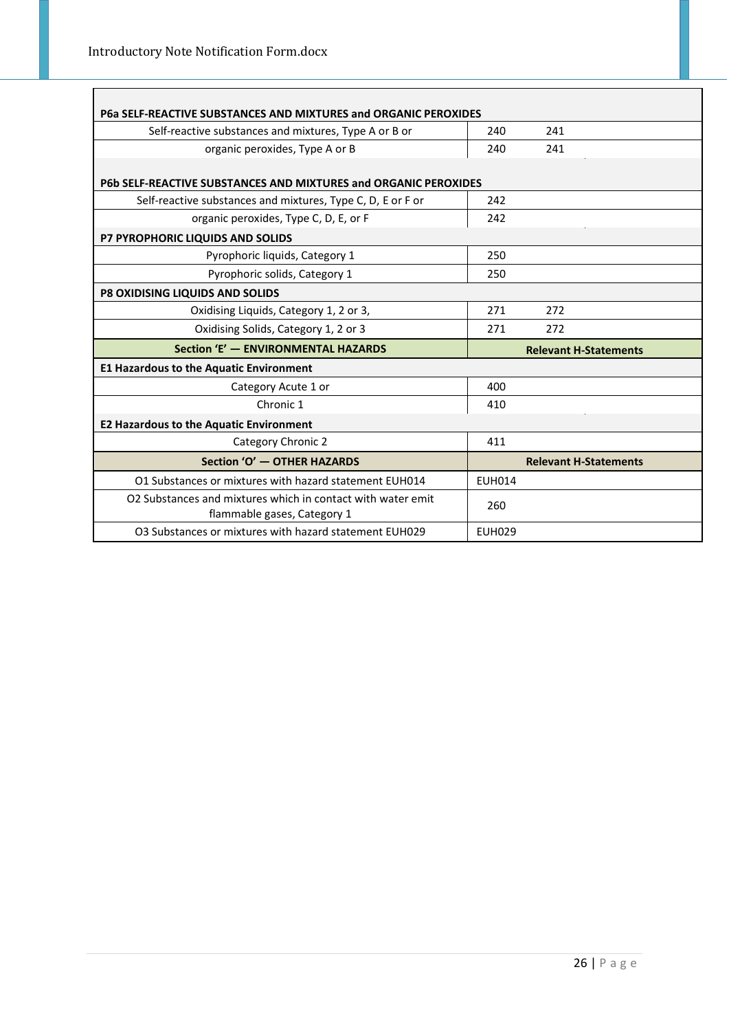| | | |
|---|---|---|
| **P6a SELF-REACTIVE SUBSTANCES AND MIXTURES and ORGANIC PEROXIDES** | | |
| Self-reactive substances and mixtures, Type A or B or | 240 | 241 |
| organic peroxides, Type A or B | 240 | 241 |
| **P6b SELF-REACTIVE SUBSTANCES AND MIXTURES and ORGANIC PEROXIDES** | | |
| Self-reactive substances and mixtures, Type C, D, E or F or | 242 | |
| organic peroxides, Type C, D, E, or F | 242 | |
| **P7 PYROPHORIC LIQUIDS AND SOLIDS** | | |
| Pyrophoric liquids, Category 1 | 250 | |
| Pyrophoric solids, Category 1 | 250 | |
| **P8 OXIDISING LIQUIDS AND SOLIDS** | | |
| Oxidising Liquids, Category 1, 2 or 3, | 271 | 272 |
| Oxidising Solids, Category 1, 2 or 3 | 271 | 272 |
| **Section 'E' — ENVIRONMENTAL HAZARDS** | **Relevant H-Statements** | |
| **E1 Hazardous to the Aquatic Environment** | | |
| Category Acute 1 or | 400 | |
| Chronic 1 | 410 | |
| **E2 Hazardous to the Aquatic Environment** | | |
| Category Chronic 2 | 411 | |
| **Section 'O' — OTHER HAZARDS** | **Relevant H-Statements** | |
| O1 Substances or mixtures with hazard statement EUH014 | EUH014 | |
| O2 Substances and mixtures which in contact with water emit flammable gases, Category 1 | 260 | |
| O3 Substances or mixtures with hazard statement EUH029 | EUH029 | |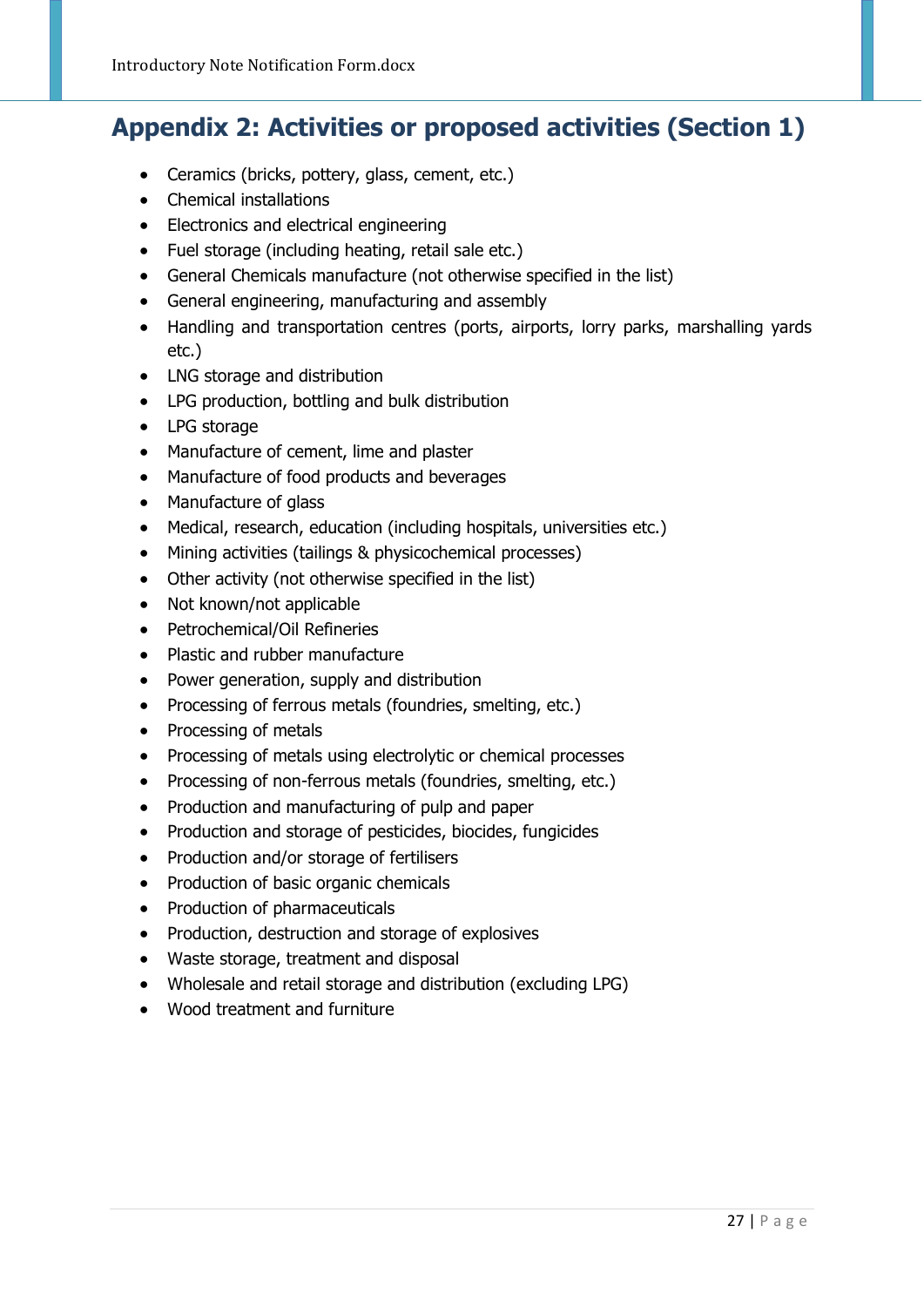# Appendix 2: Activities or proposed activities (Section 1)

- Ceramics (bricks, pottery, glass, cement, etc.)
- Chemical installations
- Electronics and electrical engineering
- Fuel storage (including heating, retail sale etc.)
- General Chemicals manufacture (not otherwise specified in the list)
- General engineering, manufacturing and assembly
- Handling and transportation centres (ports, airports, lorry parks, marshalling yards etc.)
- LNG storage and distribution
- LPG production, bottling and bulk distribution
- LPG storage
- Manufacture of cement, lime and plaster
- Manufacture of food products and beverages
- Manufacture of glass
- Medical, research, education (including hospitals, universities etc.)
- Mining activities (tailings & physicochemical processes)
- Other activity (not otherwise specified in the list)
- Not known/not applicable
- Petrochemical/Oil Refineries
- Plastic and rubber manufacture
- Power generation, supply and distribution
- Processing of ferrous metals (foundries, smelting, etc.)
- Processing of metals
- Processing of metals using electrolytic or chemical processes
- Processing of non-ferrous metals (foundries, smelting, etc.)
- Production and manufacturing of pulp and paper
- Production and storage of pesticides, biocides, fungicides
- Production and/or storage of fertilisers
- Production of basic organic chemicals
- Production of pharmaceuticals
- Production, destruction and storage of explosives
- Waste storage, treatment and disposal
- Wholesale and retail storage and distribution (excluding LPG)
- Wood treatment and furniture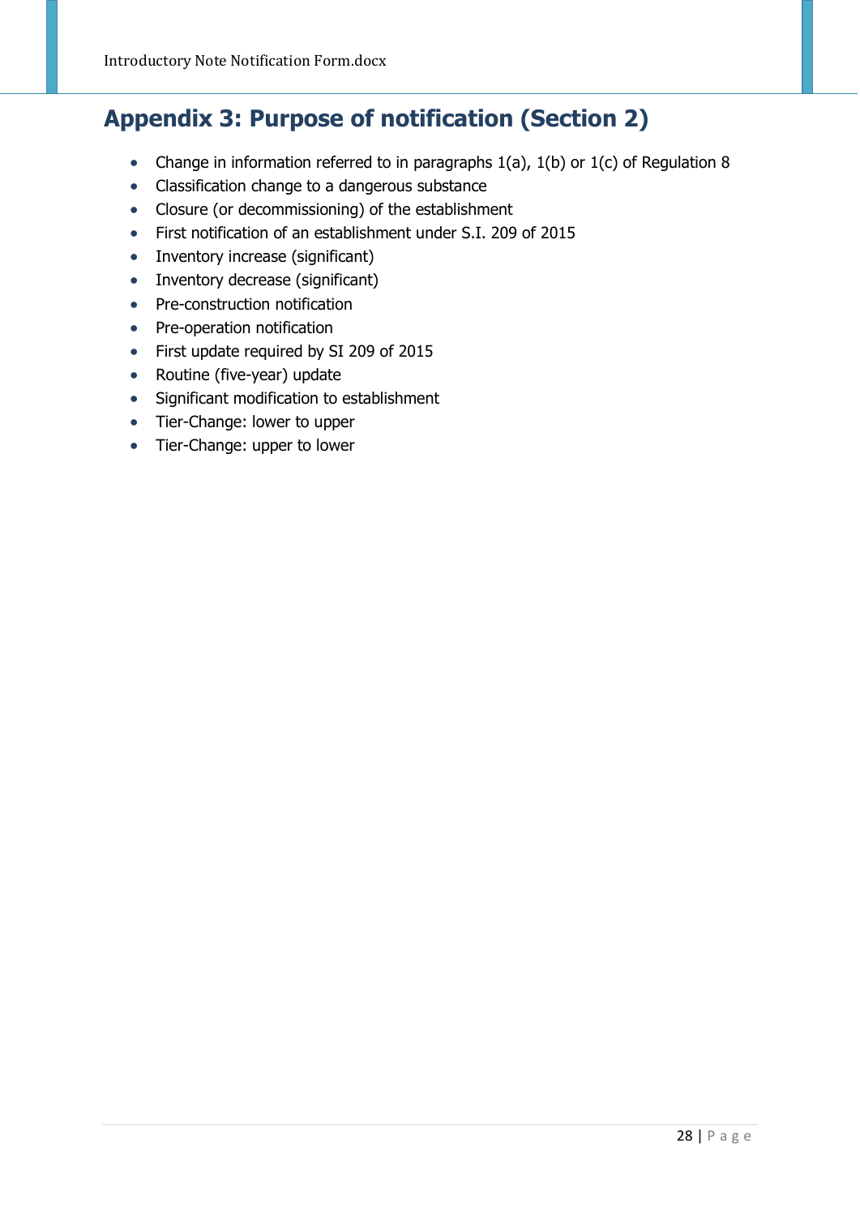## Appendix 3: Purpose of notification (Section 2)

- Change in information referred to in paragraphs 1(a), 1(b) or 1(c) of Regulation 8
- Classification change to a dangerous substance
- Closure (or decommissioning) of the establishment
- First notification of an establishment under S.I. 209 of 2015
- Inventory increase (significant)
- Inventory decrease (significant)
- Pre-construction notification
- Pre-operation notification
- First update required by SI 209 of 2015
- Routine (five-year) update
- Significant modification to establishment
- Tier-Change: lower to upper
- Tier-Change: upper to lower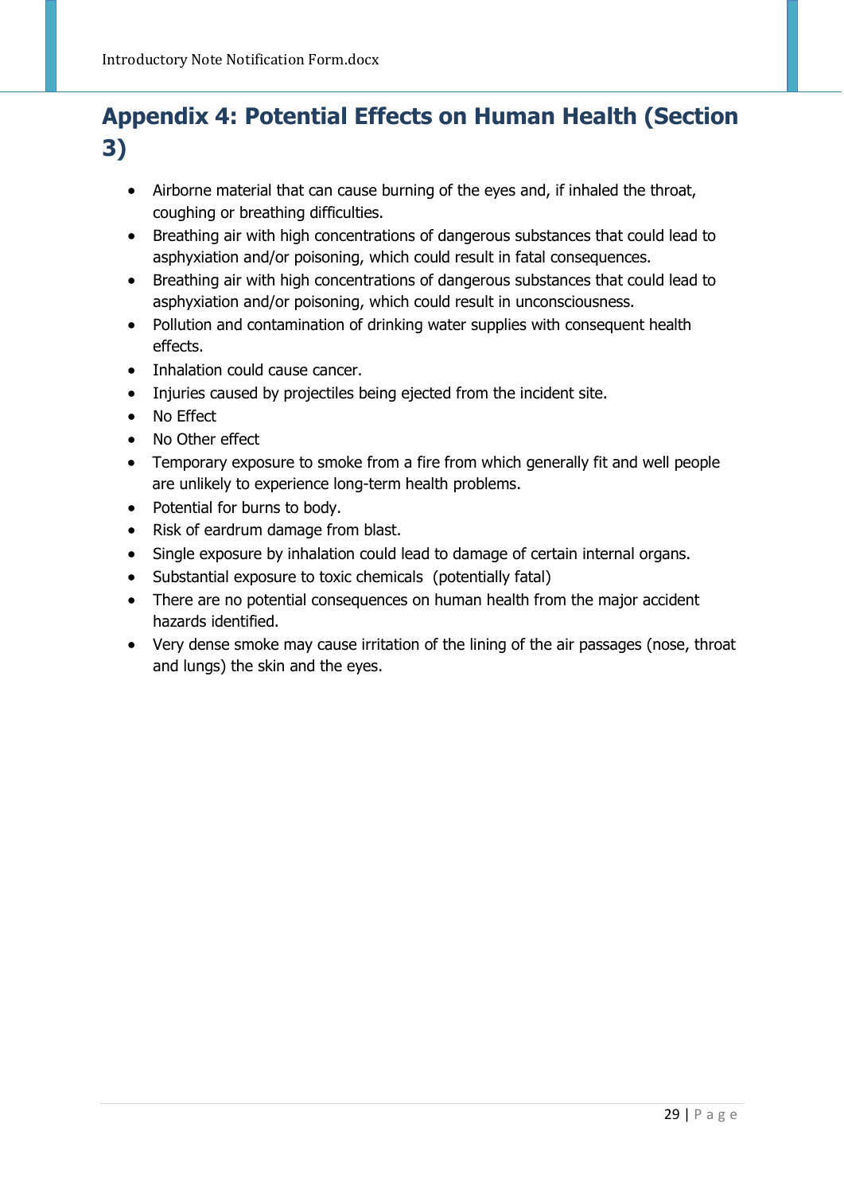# Appendix 4: Potential Effects on Human Health (Section 3)

- Airborne material that can cause burning of the eyes and, if inhaled the throat, coughing or breathing difficulties.
- Breathing air with high concentrations of dangerous substances that could lead to asphyxiation and/or poisoning, which could result in fatal consequences.
- Breathing air with high concentrations of dangerous substances that could lead to asphyxiation and/or poisoning, which could result in unconsciousness.
- Pollution and contamination of drinking water supplies with consequent health effects.
- Inhalation could cause cancer.
- Injuries caused by projectiles being ejected from the incident site.
- No Effect
- No Other effect
- Temporary exposure to smoke from a fire from which generally fit and well people are unlikely to experience long-term health problems.
- Potential for burns to body.
- Risk of eardrum damage from blast.
- Single exposure by inhalation could lead to damage of certain internal organs.
- Substantial exposure to toxic chemicals (potentially fatal)
- There are no potential consequences on human health from the major accident hazards identified.
- Very dense smoke may cause irritation of the lining of the air passages (nose, throat and lungs) the skin and the eyes.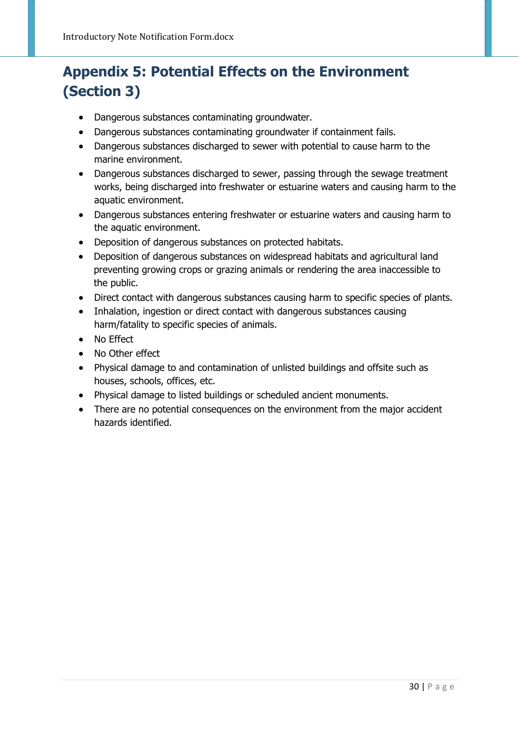# Appendix 5: Potential Effects on the Environment (Section 3)

- Dangerous substances contaminating groundwater.
- Dangerous substances contaminating groundwater if containment fails.
- Dangerous substances discharged to sewer with potential to cause harm to the marine environment.
- Dangerous substances discharged to sewer, passing through the sewage treatment works, being discharged into freshwater or estuarine waters and causing harm to the aquatic environment.
- Dangerous substances entering freshwater or estuarine waters and causing harm to the aquatic environment.
- Deposition of dangerous substances on protected habitats.
- Deposition of dangerous substances on widespread habitats and agricultural land preventing growing crops or grazing animals or rendering the area inaccessible to the public.
- Direct contact with dangerous substances causing harm to specific species of plants.
- Inhalation, ingestion or direct contact with dangerous substances causing harm/fatality to specific species of animals.
- No Effect
- No Other effect
- Physical damage to and contamination of unlisted buildings and offsite such as houses, schools, offices, etc.
- Physical damage to listed buildings or scheduled ancient monuments.
- There are no potential consequences on the environment from the major accident hazards identified.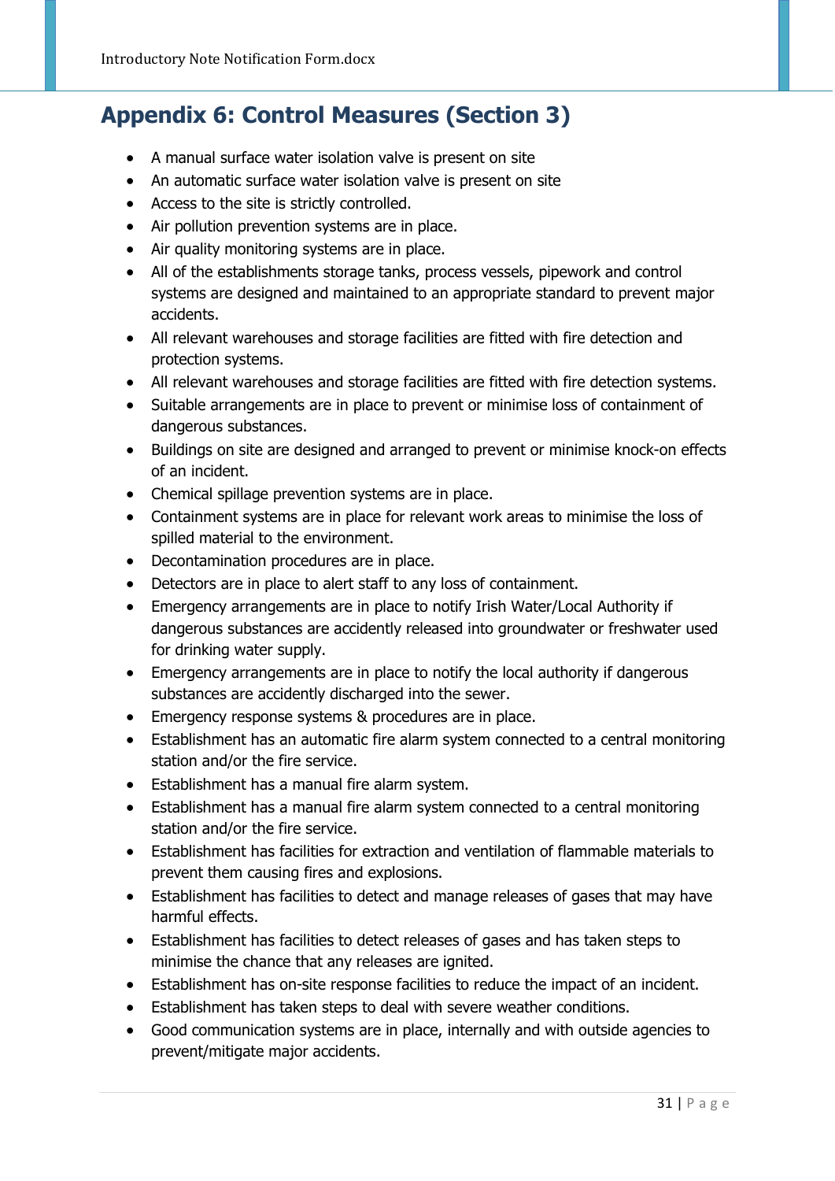# Appendix 6: Control Measures (Section 3)

- A manual surface water isolation valve is present on site
- An automatic surface water isolation valve is present on site
- Access to the site is strictly controlled.
- Air pollution prevention systems are in place.
- Air quality monitoring systems are in place.
- All of the establishments storage tanks, process vessels, pipework and control systems are designed and maintained to an appropriate standard to prevent major accidents.
- All relevant warehouses and storage facilities are fitted with fire detection and protection systems.
- All relevant warehouses and storage facilities are fitted with fire detection systems.
- Suitable arrangements are in place to prevent or minimise loss of containment of dangerous substances.
- Buildings on site are designed and arranged to prevent or minimise knock-on effects of an incident.
- Chemical spillage prevention systems are in place.
- Containment systems are in place for relevant work areas to minimise the loss of spilled material to the environment.
- Decontamination procedures are in place.
- Detectors are in place to alert staff to any loss of containment.
- Emergency arrangements are in place to notify Irish Water/Local Authority if dangerous substances are accidently released into groundwater or freshwater used for drinking water supply.
- Emergency arrangements are in place to notify the local authority if dangerous substances are accidently discharged into the sewer.
- Emergency response systems & procedures are in place.
- Establishment has an automatic fire alarm system connected to a central monitoring station and/or the fire service.
- Establishment has a manual fire alarm system.
- Establishment has a manual fire alarm system connected to a central monitoring station and/or the fire service.
- Establishment has facilities for extraction and ventilation of flammable materials to prevent them causing fires and explosions.
- Establishment has facilities to detect and manage releases of gases that may have harmful effects.
- Establishment has facilities to detect releases of gases and has taken steps to minimise the chance that any releases are ignited.
- Establishment has on-site response facilities to reduce the impact of an incident.
- Establishment has taken steps to deal with severe weather conditions.
- Good communication systems are in place, internally and with outside agencies to prevent/mitigate major accidents.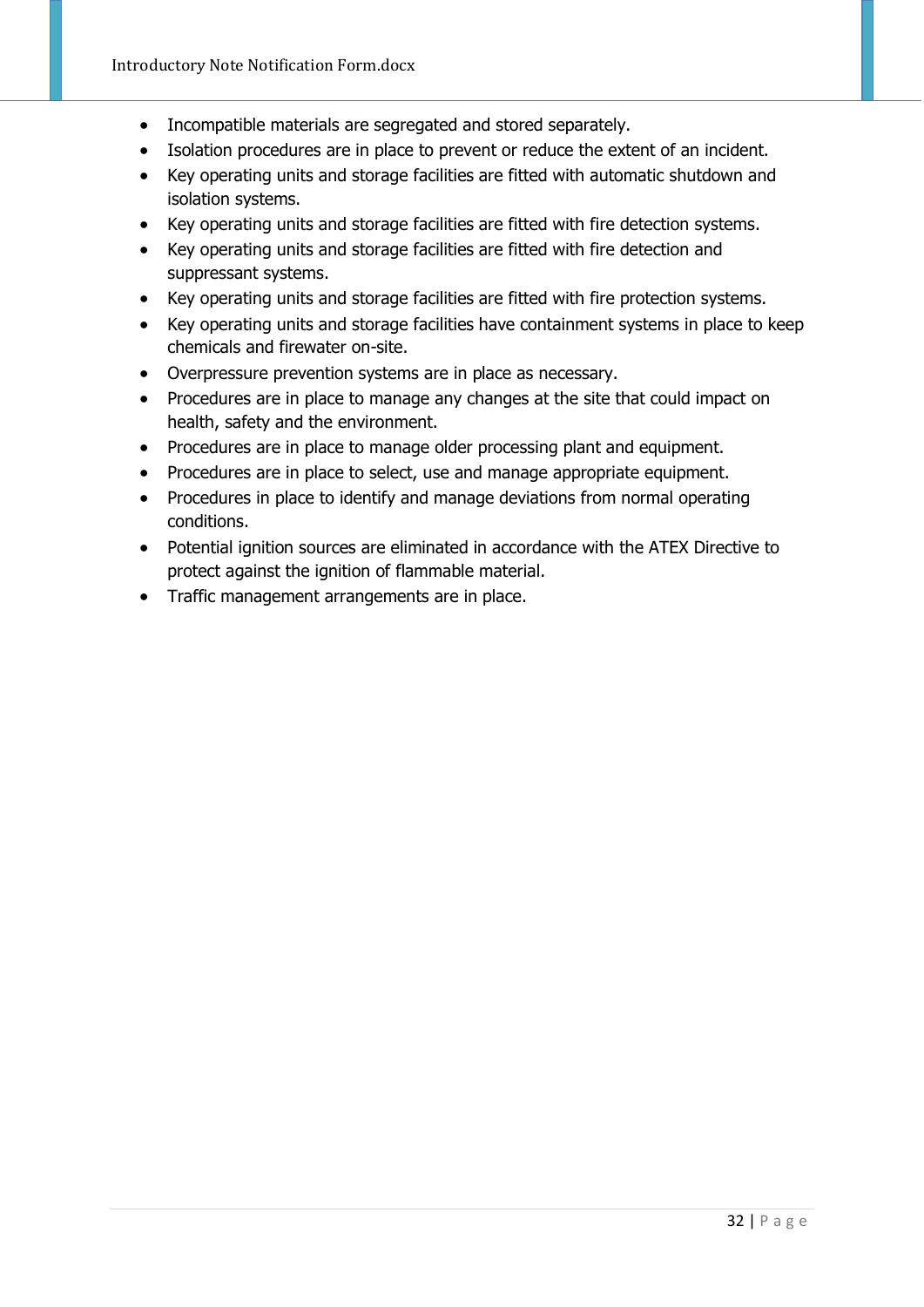- Incompatible materials are segregated and stored separately.
- Isolation procedures are in place to prevent or reduce the extent of an incident.
- Key operating units and storage facilities are fitted with automatic shutdown and isolation systems.
- Key operating units and storage facilities are fitted with fire detection systems.
- Key operating units and storage facilities are fitted with fire detection and suppressant systems.
- Key operating units and storage facilities are fitted with fire protection systems.
- Key operating units and storage facilities have containment systems in place to keep chemicals and firewater on-site.
- Overpressure prevention systems are in place as necessary.
- Procedures are in place to manage any changes at the site that could impact on health, safety and the environment.
- Procedures are in place to manage older processing plant and equipment.
- Procedures are in place to select, use and manage appropriate equipment.
- Procedures in place to identify and manage deviations from normal operating conditions.
- Potential ignition sources are eliminated in accordance with the ATEX Directive to protect against the ignition of flammable material.
- Traffic management arrangements are in place.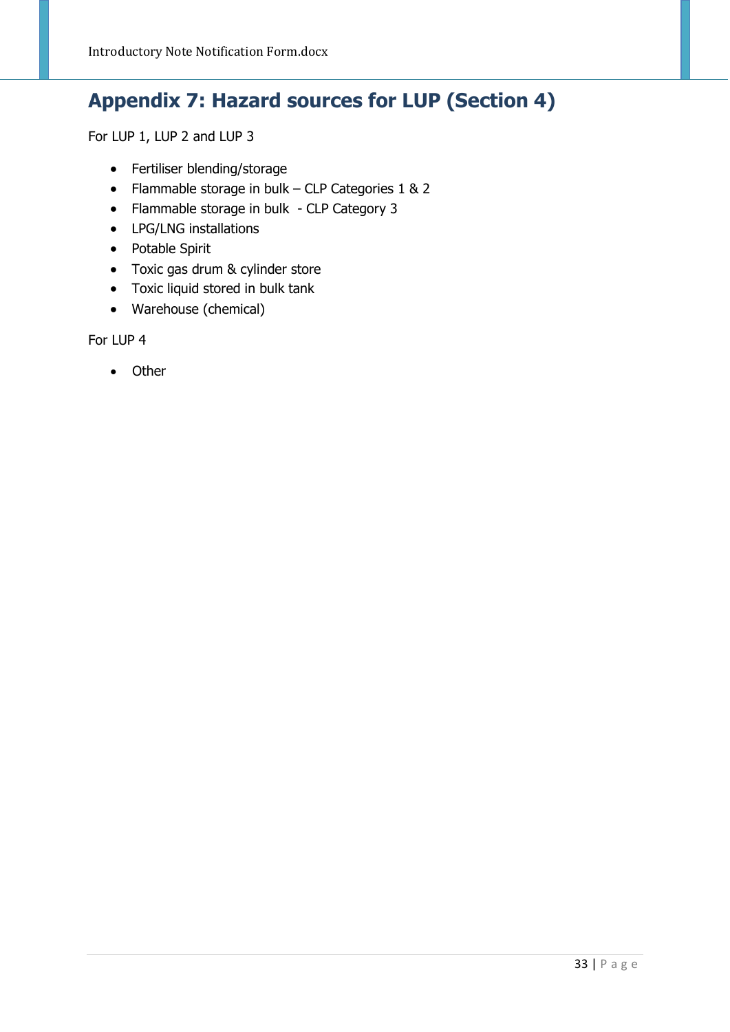# Appendix 7: Hazard sources for LUP (Section 4)

For LUP 1, LUP 2 and LUP 3

- Fertiliser blending/storage
- Flammable storage in bulk – CLP Categories 1 & 2
- Flammable storage in bulk - CLP Category 3
- LPG/LNG installations
- Potable Spirit
- Toxic gas drum & cylinder store
- Toxic liquid stored in bulk tank
- Warehouse (chemical)

For LUP 4

- Other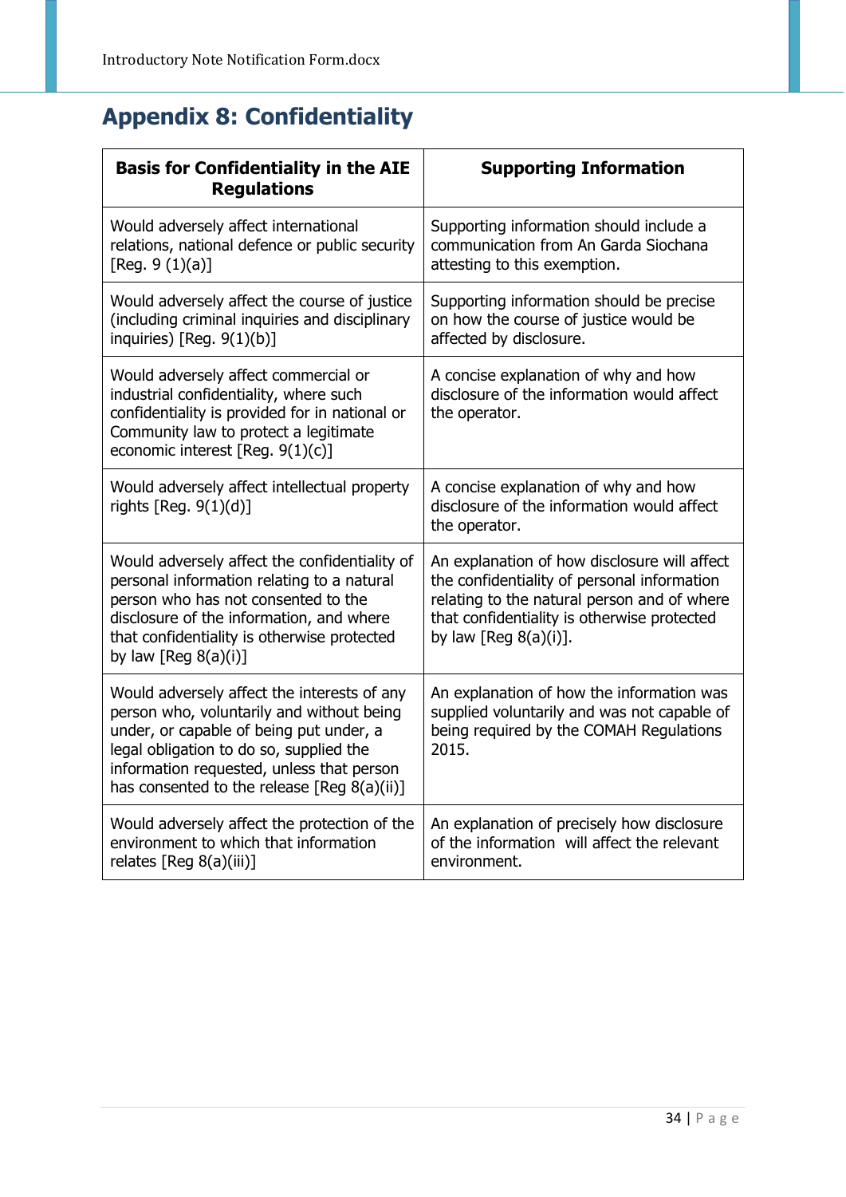# Appendix 8: Confidentiality

| Basis for Confidentiality in the AIE Regulations | Supporting Information |
| --- | --- |
| Would adversely affect international relations, national defence or public security [Reg. 9 (1)(a)] | Supporting information should include a communication from An Garda Siochana attesting to this exemption. |
| Would adversely affect the course of justice (including criminal inquiries and disciplinary inquiries) [Reg. 9(1)(b)] | Supporting information should be precise on how the course of justice would be affected by disclosure. |
| Would adversely affect commercial or industrial confidentiality, where such confidentiality is provided for in national or Community law to protect a legitimate economic interest [Reg. 9(1)(c)] | A concise explanation of why and how disclosure of the information would affect the operator. |
| Would adversely affect intellectual property rights [Reg. 9(1)(d)] | A concise explanation of why and how disclosure of the information would affect the operator. |
| Would adversely affect the confidentiality of personal information relating to a natural person who has not consented to the disclosure of the information, and where that confidentiality is otherwise protected by law [Reg 8(a)(i)] | An explanation of how disclosure will affect the confidentiality of personal information relating to the natural person and of where that confidentiality is otherwise protected by law [Reg 8(a)(i)]. |
| Would adversely affect the interests of any person who, voluntarily and without being under, or capable of being put under, a legal obligation to do so, supplied the information requested, unless that person has consented to the release [Reg 8(a)(ii)] | An explanation of how the information was supplied voluntarily and was not capable of being required by the COMAH Regulations 2015. |
| Would adversely affect the protection of the environment to which that information relates [Reg 8(a)(iii)] | An explanation of precisely how disclosure of the information will affect the relevant environment. |